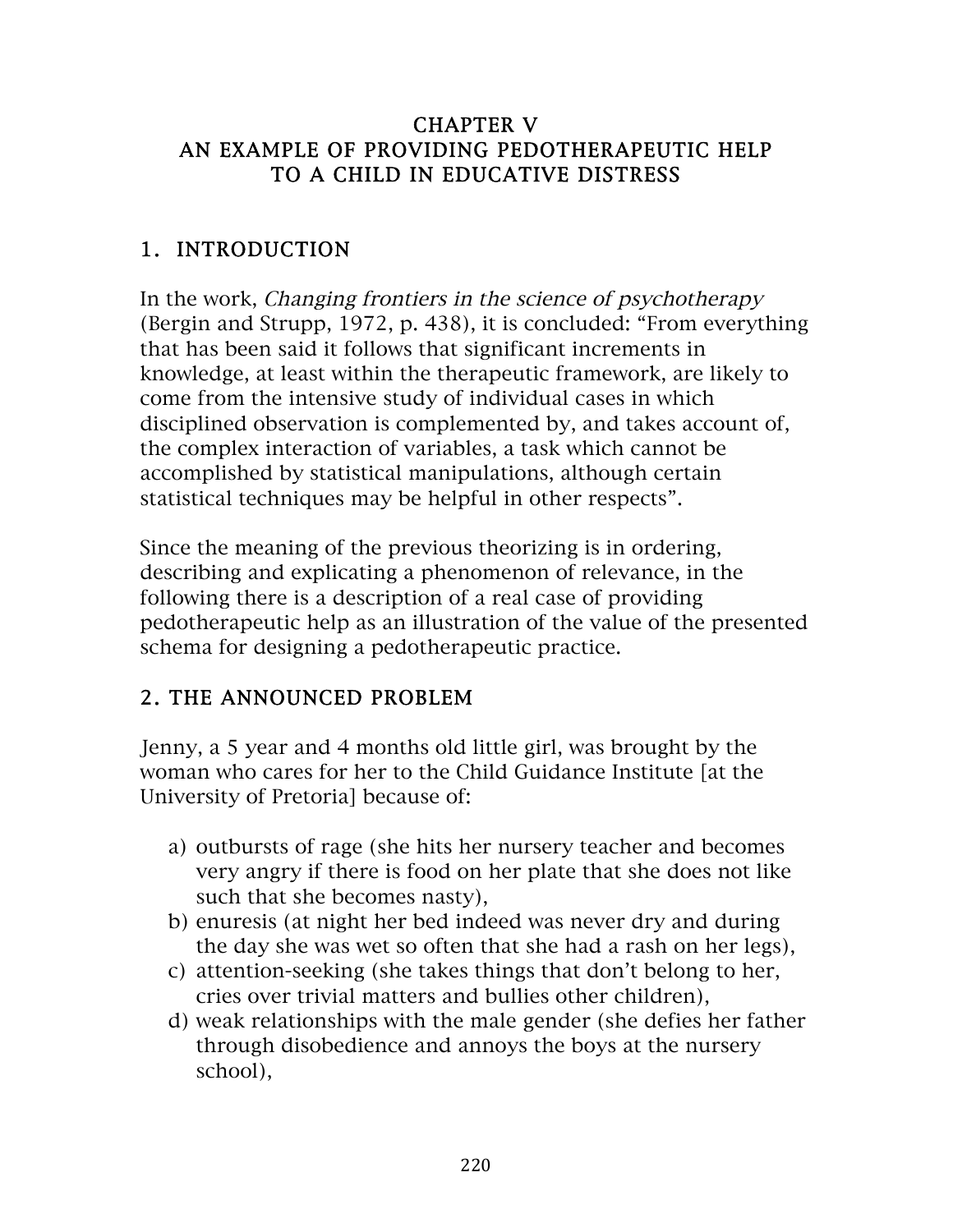# CHAPTER V
# AN EXAMPLE OF PROVIDING PEDOTHERAPEUTIC HELP TO A CHILD IN EDUCATIVE DISTRESS

## 1. INTRODUCTION

In the work, *Changing frontiers in the science of psychotherapy* (Bergin and Strupp, 1972, p. 438), it is concluded: "From everything that has been said it follows that significant increments in knowledge, at least within the therapeutic framework, are likely to come from the intensive study of individual cases in which disciplined observation is complemented by, and takes account of, the complex interaction of variables, a task which cannot be accomplished by statistical manipulations, although certain statistical techniques may be helpful in other respects".

Since the meaning of the previous theorizing is in ordering, describing and explicating a phenomenon of relevance, in the following there is a description of a real case of providing pedotherapeutic help as an illustration of the value of the presented schema for designing a pedotherapeutic practice.

## 2. THE ANNOUNCED PROBLEM

Jenny, a 5 year and 4 months old little girl, was brought by the woman who cares for her to the Child Guidance Institute [at the University of Pretoria] because of:

a) outbursts of rage (she hits her nursery teacher and becomes very angry if there is food on her plate that she does not like such that she becomes nasty),
b) enuresis (at night her bed indeed was never dry and during the day she was wet so often that she had a rash on her legs),
c) attention-seeking (she takes things that don't belong to her, cries over trivial matters and bullies other children),
d) weak relationships with the male gender (she defies her father through disobedience and annoys the boys at the nursery school),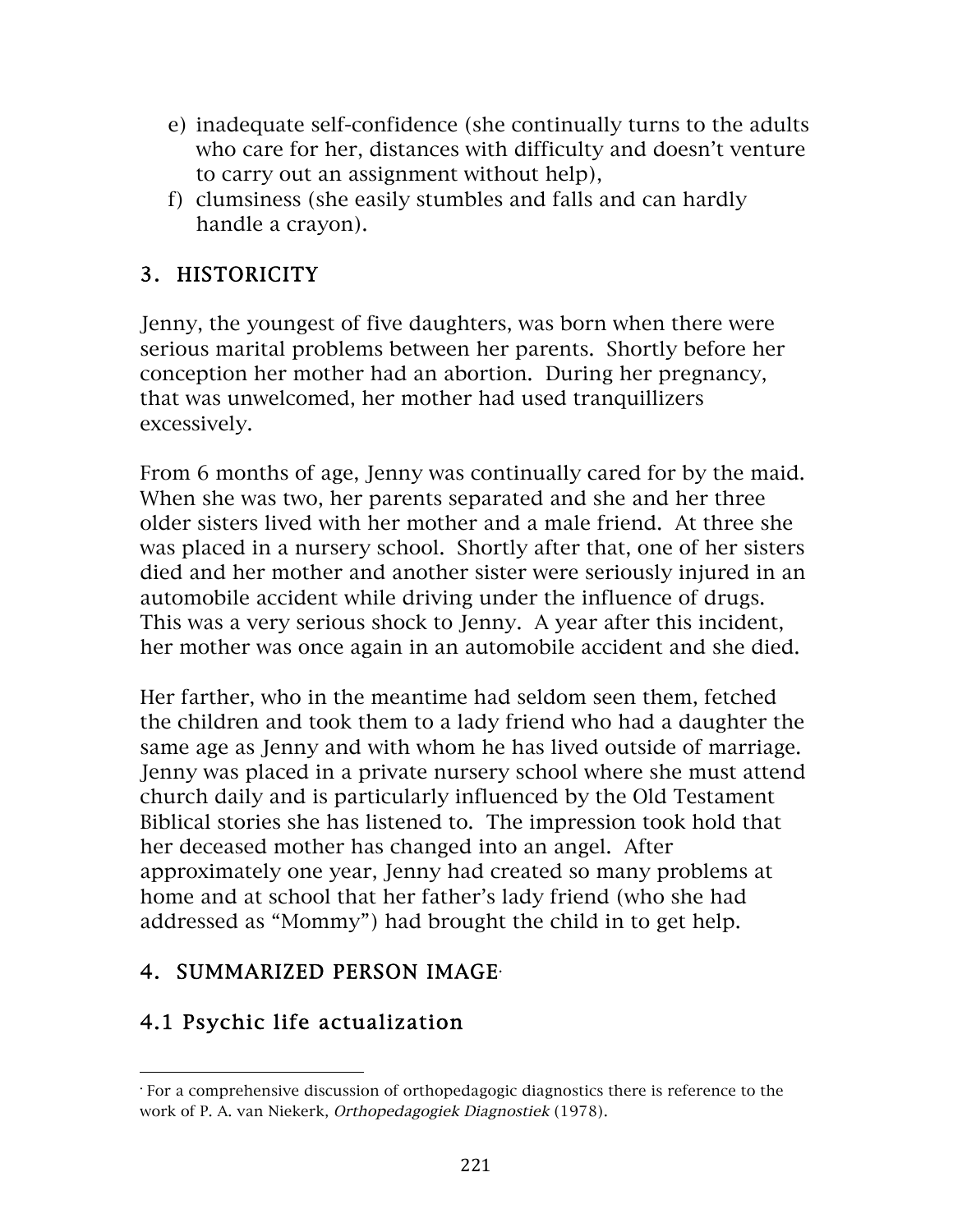e) inadequate self-confidence (she continually turns to the adults who care for her, distances with difficulty and doesn't venture to carry out an assignment without help),
f) clumsiness (she easily stumbles and falls and can hardly handle a crayon).

## 3. HISTORICITY

Jenny, the youngest of five daughters, was born when there were serious marital problems between her parents. Shortly before her conception her mother had an abortion. During her pregnancy, that was unwelcomed, her mother had used tranquillizers excessively.

From 6 months of age, Jenny was continually cared for by the maid. When she was two, her parents separated and she and her three older sisters lived with her mother and a male friend. At three she was placed in a nursery school. Shortly after that, one of her sisters died and her mother and another sister were seriously injured in an automobile accident while driving under the influence of drugs. This was a very serious shock to Jenny. A year after this incident, her mother was once again in an automobile accident and she died.

Her farther, who in the meantime had seldom seen them, fetched the children and took them to a lady friend who had a daughter the same age as Jenny and with whom he has lived outside of marriage. Jenny was placed in a private nursery school where she must attend church daily and is particularly influenced by the Old Testament Biblical stories she has listened to. The impression took hold that her deceased mother has changed into an angel. After approximately one year, Jenny had created so many problems at home and at school that her father's lady friend (who she had addressed as "Mommy") had brought the child in to get help.

## 4. SUMMARIZED PERSON IMAGE[·]

### 4.1 Psychic life actualization

[·] For a comprehensive discussion of orthopedagogic diagnostics there is reference to the work of P. A. van Niekerk, *Orthopedagogiek Diagnostiek* (1978).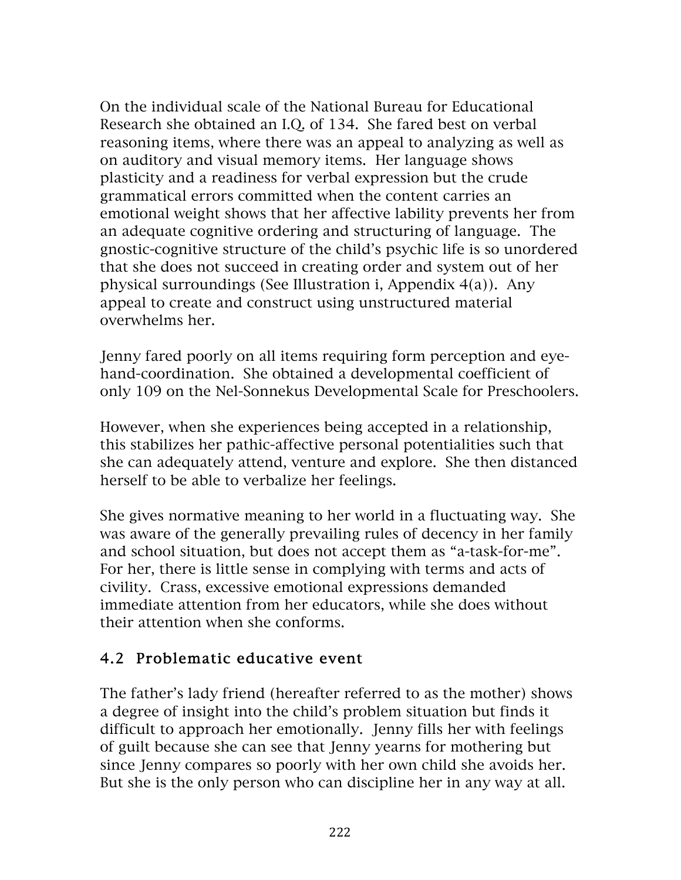On the individual scale of the National Bureau for Educational Research she obtained an I.Q. of 134. She fared best on verbal reasoning items, where there was an appeal to analyzing as well as on auditory and visual memory items. Her language shows plasticity and a readiness for verbal expression but the crude grammatical errors committed when the content carries an emotional weight shows that her affective lability prevents her from an adequate cognitive ordering and structuring of language. The gnostic-cognitive structure of the child's psychic life is so unordered that she does not succeed in creating order and system out of her physical surroundings (See Illustration i, Appendix 4(a)). Any appeal to create and construct using unstructured material overwhelms her.

Jenny fared poorly on all items requiring form perception and eye-hand-coordination. She obtained a developmental coefficient of only 109 on the Nel-Sonnekus Developmental Scale for Preschoolers.

However, when she experiences being accepted in a relationship, this stabilizes her pathic-affective personal potentialities such that she can adequately attend, venture and explore. She then distanced herself to be able to verbalize her feelings.

She gives normative meaning to her world in a fluctuating way. She was aware of the generally prevailing rules of decency in her family and school situation, but does not accept them as "a-task-for-me". For her, there is little sense in complying with terms and acts of civility. Crass, excessive emotional expressions demanded immediate attention from her educators, while she does without their attention when she conforms.

## 4.2 Problematic educative event

The father's lady friend (hereafter referred to as the mother) shows a degree of insight into the child's problem situation but finds it difficult to approach her emotionally. Jenny fills her with feelings of guilt because she can see that Jenny yearns for mothering but since Jenny compares so poorly with her own child she avoids her. But she is the only person who can discipline her in any way at all.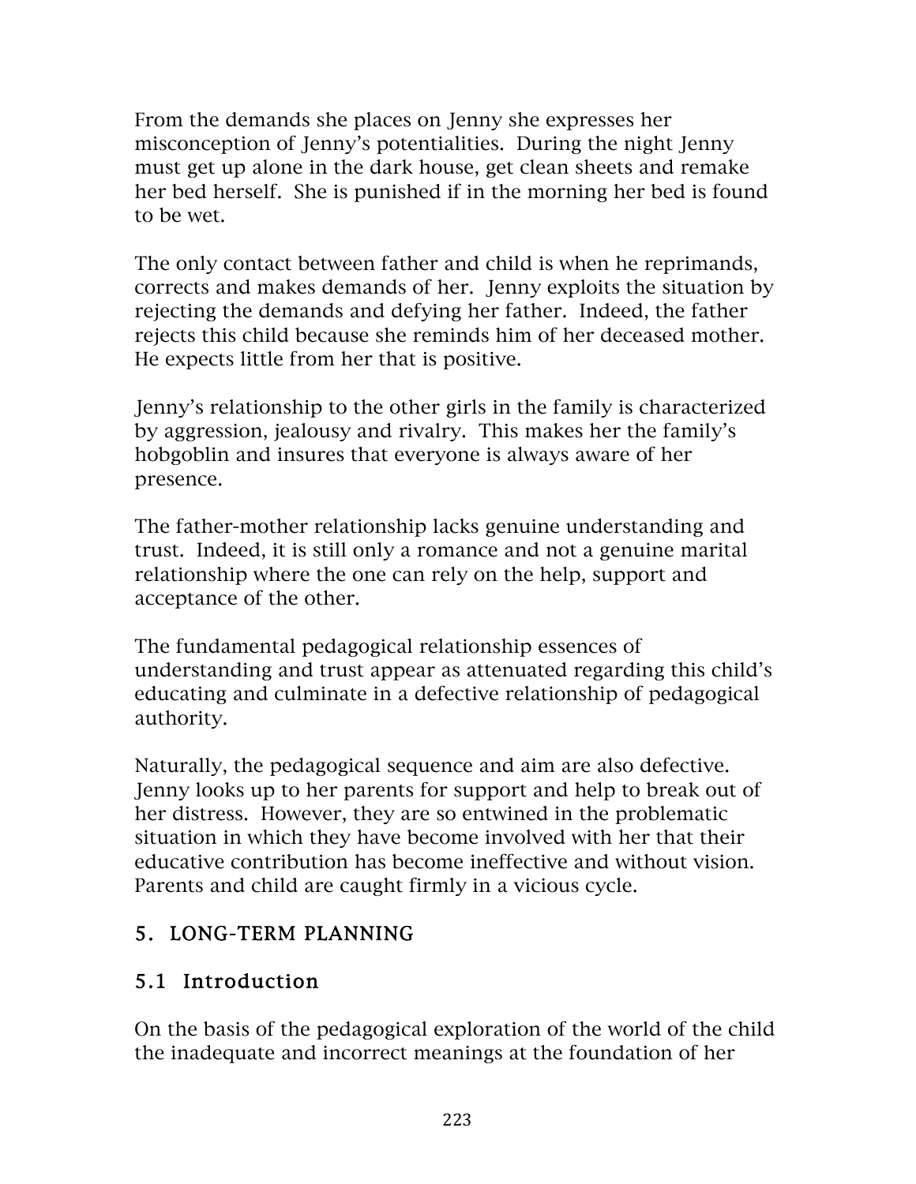From the demands she places on Jenny she expresses her misconception of Jenny's potentialities. During the night Jenny must get up alone in the dark house, get clean sheets and remake her bed herself. She is punished if in the morning her bed is found to be wet.

The only contact between father and child is when he reprimands, corrects and makes demands of her. Jenny exploits the situation by rejecting the demands and defying her father. Indeed, the father rejects this child because she reminds him of her deceased mother. He expects little from her that is positive.

Jenny's relationship to the other girls in the family is characterized by aggression, jealousy and rivalry. This makes her the family's hobgoblin and insures that everyone is always aware of her presence.

The father-mother relationship lacks genuine understanding and trust. Indeed, it is still only a romance and not a genuine marital relationship where the one can rely on the help, support and acceptance of the other.

The fundamental pedagogical relationship essences of understanding and trust appear as attenuated regarding this child's educating and culminate in a defective relationship of pedagogical authority.

Naturally, the pedagogical sequence and aim are also defective. Jenny looks up to her parents for support and help to break out of her distress. However, they are so entwined in the problematic situation in which they have become involved with her that their educative contribution has become ineffective and without vision. Parents and child are caught firmly in a vicious cycle.

## 5. LONG-TERM PLANNING

### 5.1 Introduction

On the basis of the pedagogical exploration of the world of the child the inadequate and incorrect meanings at the foundation of her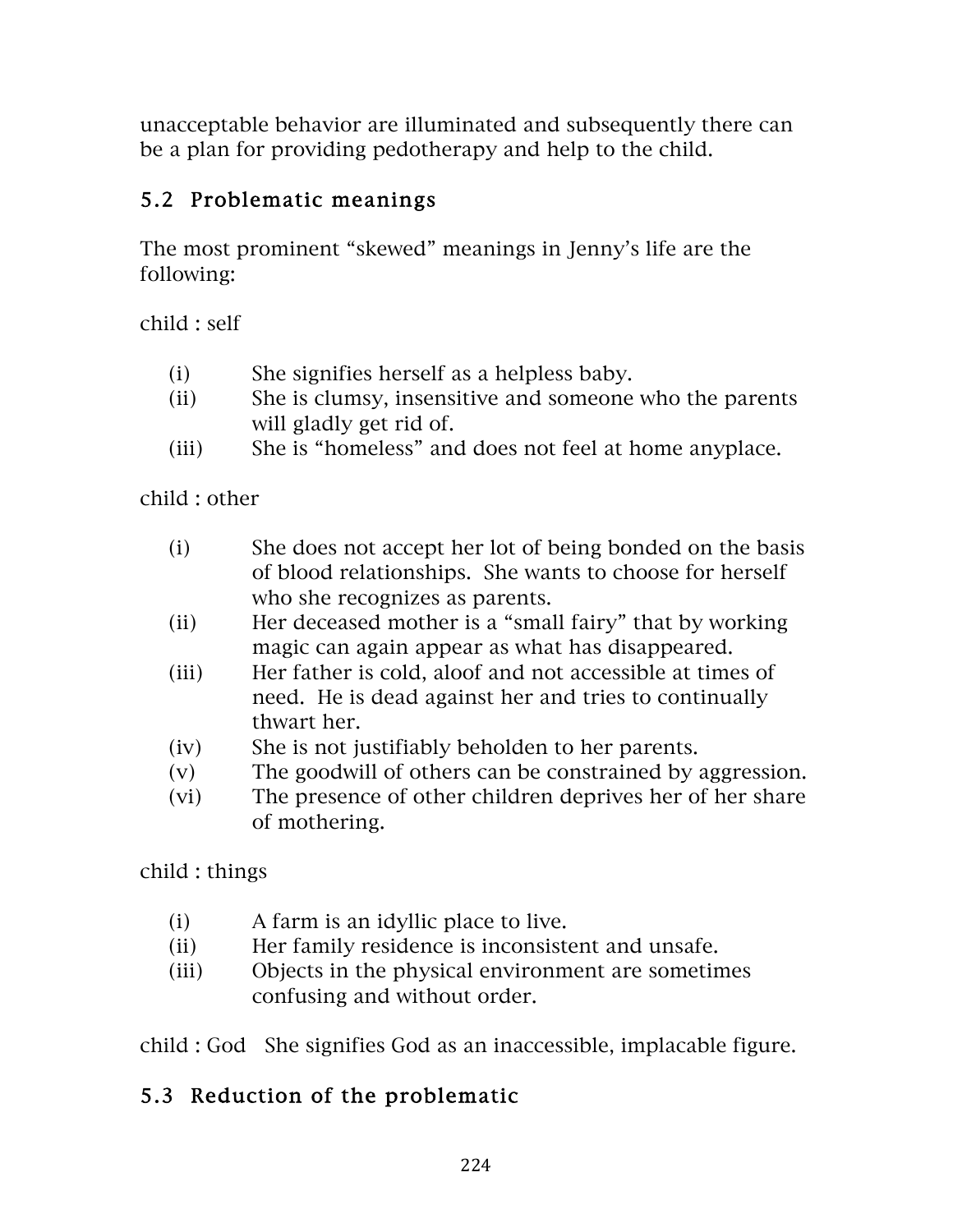unacceptable behavior are illuminated and subsequently there can be a plan for providing pedotherapy and help to the child.

## 5.2 Problematic meanings

The most prominent "skewed" meanings in Jenny's life are the following:

child : self

- (i) She signifies herself as a helpless baby.
- (ii) She is clumsy, insensitive and someone who the parents will gladly get rid of.
- (iii) She is "homeless" and does not feel at home anyplace.

child : other

- (i) She does not accept her lot of being bonded on the basis of blood relationships. She wants to choose for herself who she recognizes as parents.
- (ii) Her deceased mother is a "small fairy" that by working magic can again appear as what has disappeared.
- (iii) Her father is cold, aloof and not accessible at times of need. He is dead against her and tries to continually thwart her.
- (iv) She is not justifiably beholden to her parents.
- (v) The goodwill of others can be constrained by aggression.
- (vi) The presence of other children deprives her of her share of mothering.

child : things

- (i) A farm is an idyllic place to live.
- (ii) Her family residence is inconsistent and unsafe.
- (iii) Objects in the physical environment are sometimes confusing and without order.

child : God She signifies God as an inaccessible, implacable figure.

## 5.3 Reduction of the problematic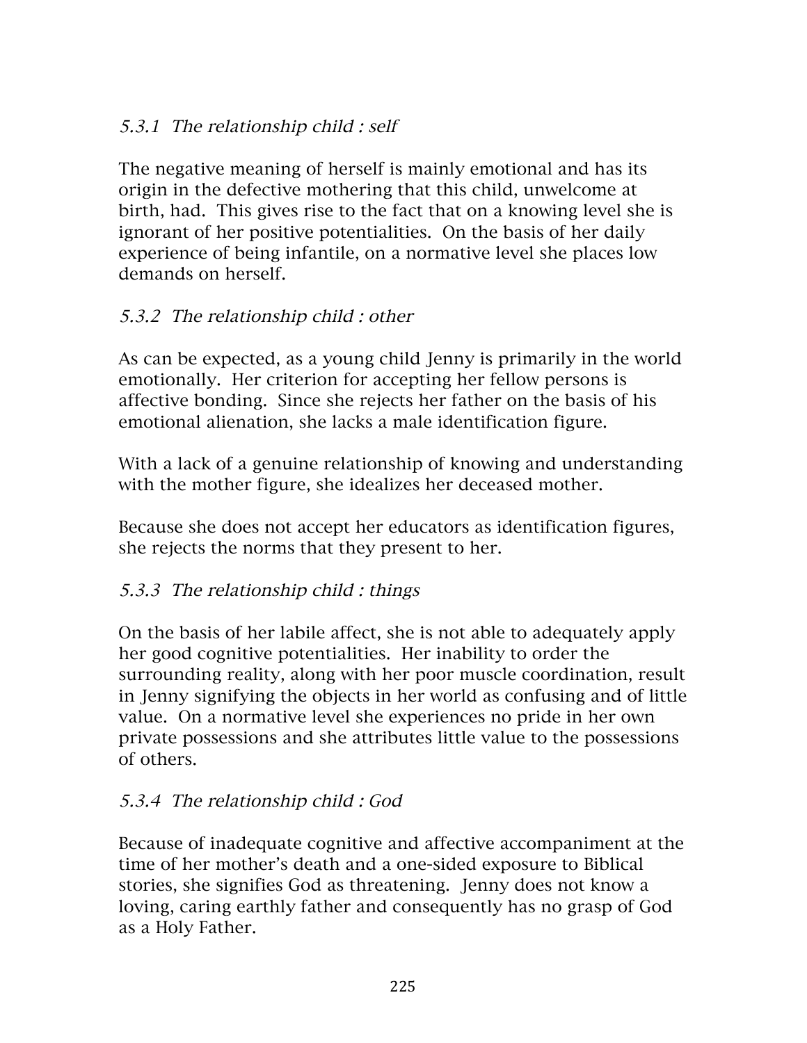#### *5.3.1 The relationship child : self*

The negative meaning of herself is mainly emotional and has its origin in the defective mothering that this child, unwelcome at birth, had. This gives rise to the fact that on a knowing level she is ignorant of her positive potentialities. On the basis of her daily experience of being infantile, on a normative level she places low demands on herself.

#### *5.3.2 The relationship child : other*

As can be expected, as a young child Jenny is primarily in the world emotionally. Her criterion for accepting her fellow persons is affective bonding. Since she rejects her father on the basis of his emotional alienation, she lacks a male identification figure.

With a lack of a genuine relationship of knowing and understanding with the mother figure, she idealizes her deceased mother.

Because she does not accept her educators as identification figures, she rejects the norms that they present to her.

#### *5.3.3 The relationship child : things*

On the basis of her labile affect, she is not able to adequately apply her good cognitive potentialities. Her inability to order the surrounding reality, along with her poor muscle coordination, result in Jenny signifying the objects in her world as confusing and of little value. On a normative level she experiences no pride in her own private possessions and she attributes little value to the possessions of others.

#### *5.3.4 The relationship child : God*

Because of inadequate cognitive and affective accompaniment at the time of her mother's death and a one-sided exposure to Biblical stories, she signifies God as threatening. Jenny does not know a loving, caring earthly father and consequently has no grasp of God as a Holy Father.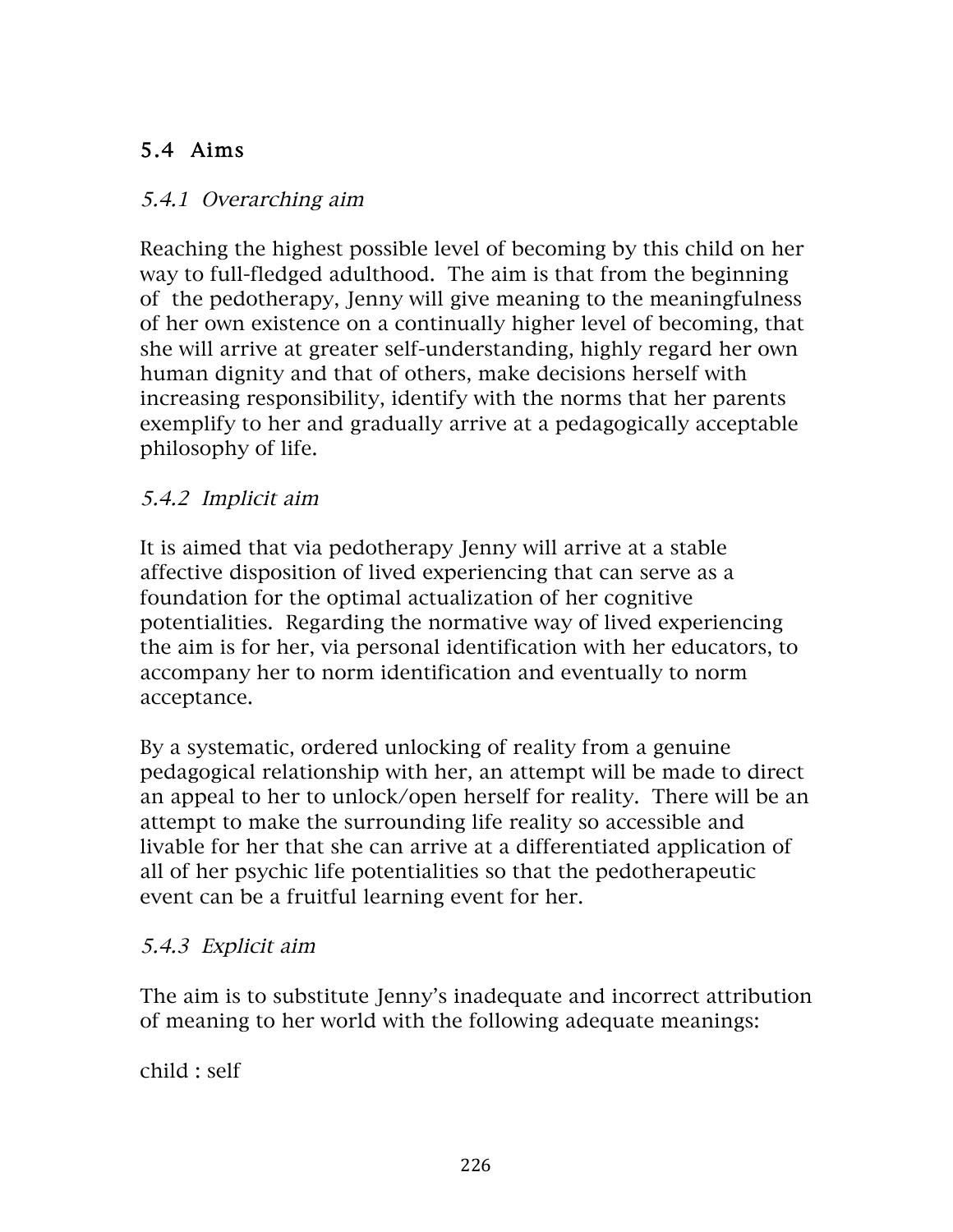## 5.4 Aims

### *5.4.1 Overarching aim*

Reaching the highest possible level of becoming by this child on her way to full-fledged adulthood. The aim is that from the beginning of the pedotherapy, Jenny will give meaning to the meaningfulness of her own existence on a continually higher level of becoming, that she will arrive at greater self-understanding, highly regard her own human dignity and that of others, make decisions herself with increasing responsibility, identify with the norms that her parents exemplify to her and gradually arrive at a pedagogically acceptable philosophy of life.

### *5.4.2 Implicit aim*

It is aimed that via pedotherapy Jenny will arrive at a stable affective disposition of lived experiencing that can serve as a foundation for the optimal actualization of her cognitive potentialities. Regarding the normative way of lived experiencing the aim is for her, via personal identification with her educators, to accompany her to norm identification and eventually to norm acceptance.

By a systematic, ordered unlocking of reality from a genuine pedagogical relationship with her, an attempt will be made to direct an appeal to her to unlock/open herself for reality. There will be an attempt to make the surrounding life reality so accessible and livable for her that she can arrive at a differentiated application of all of her psychic life potentialities so that the pedotherapeutic event can be a fruitful learning event for her.

### *5.4.3 Explicit aim*

The aim is to substitute Jenny's inadequate and incorrect attribution of meaning to her world with the following adequate meanings:

child : self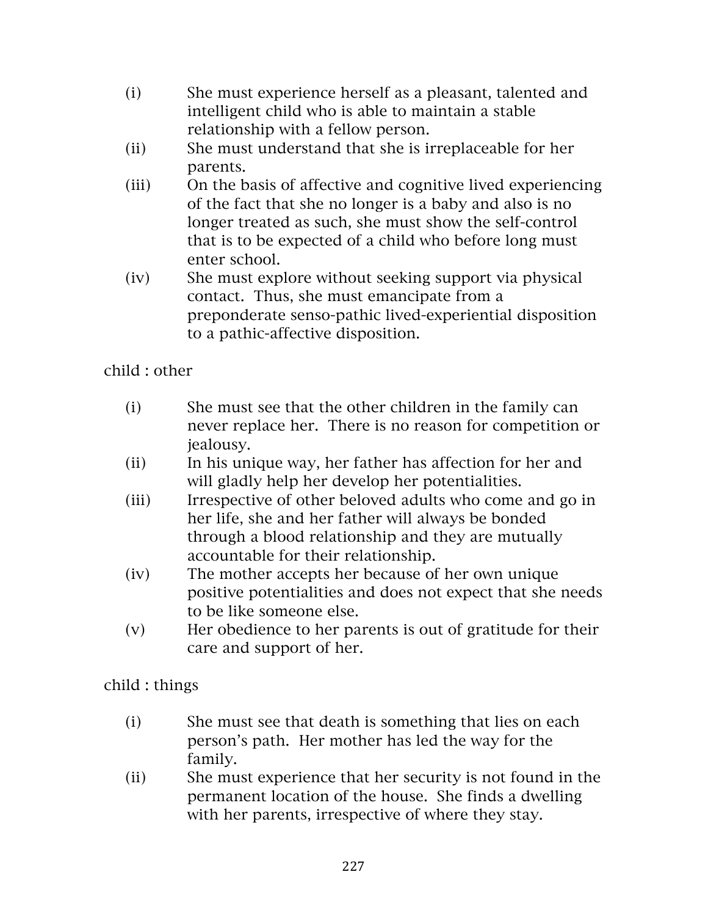(i) She must experience herself as a pleasant, talented and intelligent child who is able to maintain a stable relationship with a fellow person.

(ii) She must understand that she is irreplaceable for her parents.

(iii) On the basis of affective and cognitive lived experiencing of the fact that she no longer is a baby and also is no longer treated as such, she must show the self-control that is to be expected of a child who before long must enter school.

(iv) She must explore without seeking support via physical contact. Thus, she must emancipate from a preponderate senso-pathic lived-experiential disposition to a pathic-affective disposition.

child : other

(i) She must see that the other children in the family can never replace her. There is no reason for competition or jealousy.

(ii) In his unique way, her father has affection for her and will gladly help her develop her potentialities.

(iii) Irrespective of other beloved adults who come and go in her life, she and her father will always be bonded through a blood relationship and they are mutually accountable for their relationship.

(iv) The mother accepts her because of her own unique positive potentialities and does not expect that she needs to be like someone else.

(v) Her obedience to her parents is out of gratitude for their care and support of her.

child : things

(i) She must see that death is something that lies on each person's path. Her mother has led the way for the family.

(ii) She must experience that her security is not found in the permanent location of the house. She finds a dwelling with her parents, irrespective of where they stay.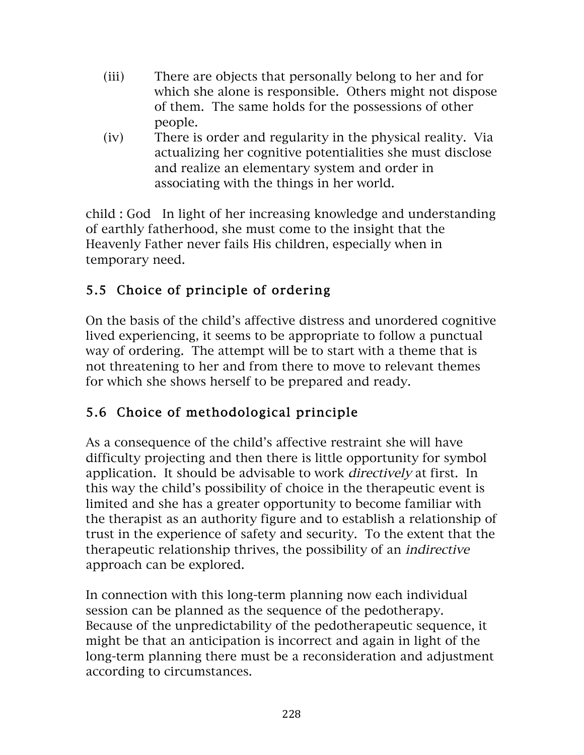(iii) There are objects that personally belong to her and for which she alone is responsible. Others might not dispose of them. The same holds for the possessions of other people.

(iv) There is order and regularity in the physical reality. Via actualizing her cognitive potentialities she must disclose and realize an elementary system and order in associating with the things in her world.

child : God In light of her increasing knowledge and understanding of earthly fatherhood, she must come to the insight that the Heavenly Father never fails His children, especially when in temporary need.

## 5.5 Choice of principle of ordering

On the basis of the child's affective distress and unordered cognitive lived experiencing, it seems to be appropriate to follow a punctual way of ordering. The attempt will be to start with a theme that is not threatening to her and from there to move to relevant themes for which she shows herself to be prepared and ready.

## 5.6 Choice of methodological principle

As a consequence of the child's affective restraint she will have difficulty projecting and then there is little opportunity for symbol application. It should be advisable to work *directively* at first. In this way the child's possibility of choice in the therapeutic event is limited and she has a greater opportunity to become familiar with the therapist as an authority figure and to establish a relationship of trust in the experience of safety and security. To the extent that the therapeutic relationship thrives, the possibility of an *indirective* approach can be explored.

In connection with this long-term planning now each individual session can be planned as the sequence of the pedotherapy. Because of the unpredictability of the pedotherapeutic sequence, it might be that an anticipation is incorrect and again in light of the long-term planning there must be a reconsideration and adjustment according to circumstances.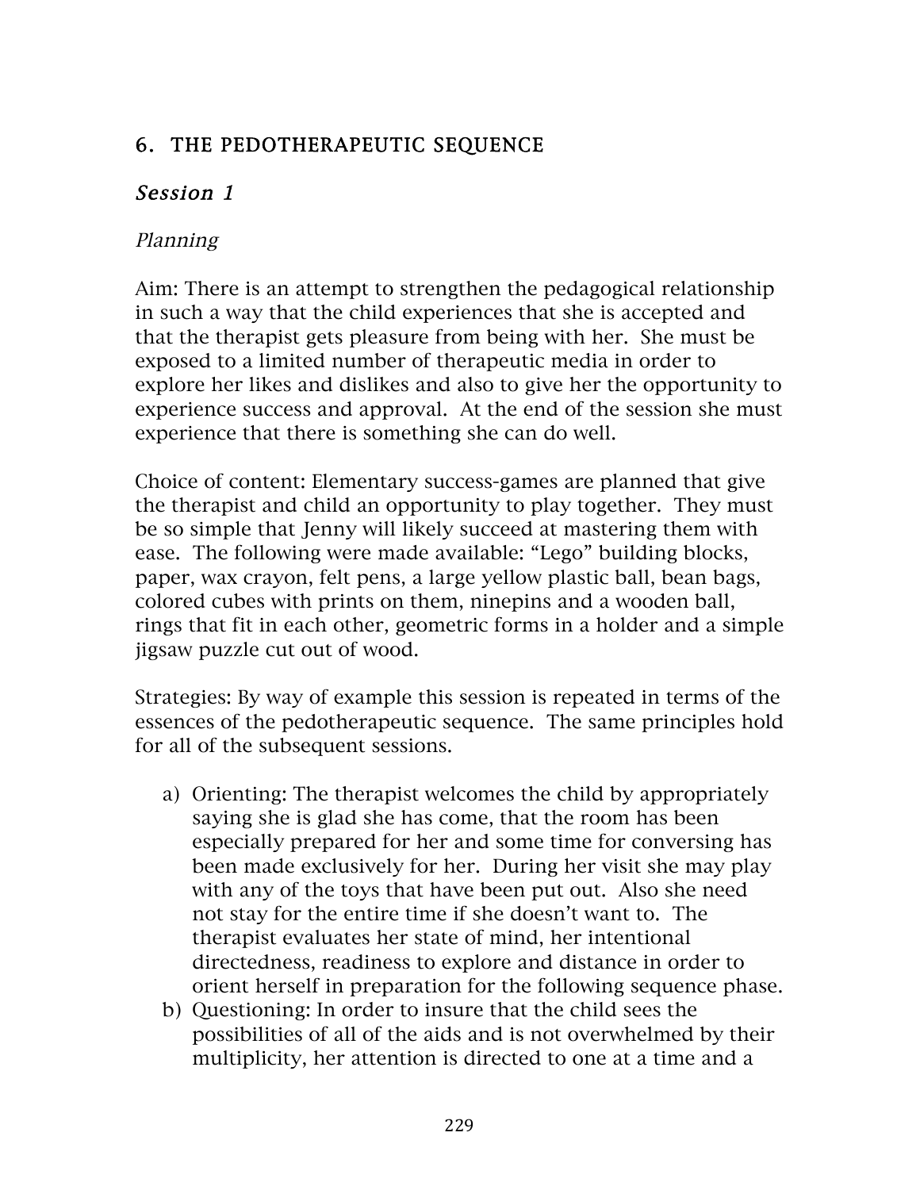## 6. THE PEDOTHERAPEUTIC SEQUENCE

### *Session 1*

*Planning*

Aim: There is an attempt to strengthen the pedagogical relationship in such a way that the child experiences that she is accepted and that the therapist gets pleasure from being with her. She must be exposed to a limited number of therapeutic media in order to explore her likes and dislikes and also to give her the opportunity to experience success and approval. At the end of the session she must experience that there is something she can do well.

Choice of content: Elementary success-games are planned that give the therapist and child an opportunity to play together. They must be so simple that Jenny will likely succeed at mastering them with ease. The following were made available: "Lego" building blocks, paper, wax crayon, felt pens, a large yellow plastic ball, bean bags, colored cubes with prints on them, ninepins and a wooden ball, rings that fit in each other, geometric forms in a holder and a simple jigsaw puzzle cut out of wood.

Strategies: By way of example this session is repeated in terms of the essences of the pedotherapeutic sequence. The same principles hold for all of the subsequent sessions.

a) Orienting: The therapist welcomes the child by appropriately saying she is glad she has come, that the room has been especially prepared for her and some time for conversing has been made exclusively for her. During her visit she may play with any of the toys that have been put out. Also she need not stay for the entire time if she doesn't want to. The therapist evaluates her state of mind, her intentional directedness, readiness to explore and distance in order to orient herself in preparation for the following sequence phase.
b) Questioning: In order to insure that the child sees the possibilities of all of the aids and is not overwhelmed by their multiplicity, her attention is directed to one at a time and a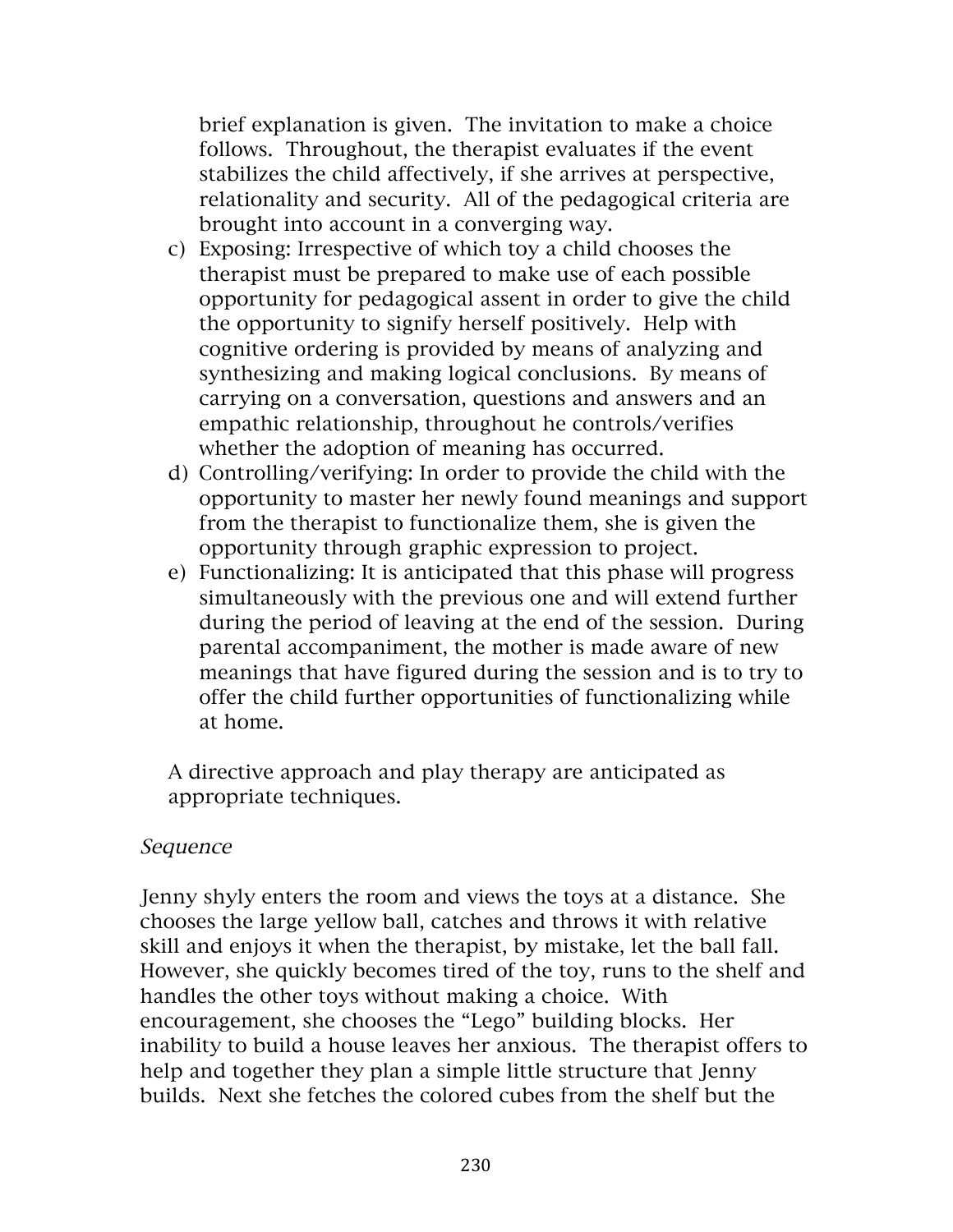brief explanation is given. The invitation to make a choice follows. Throughout, the therapist evaluates if the event stabilizes the child affectively, if she arrives at perspective, relationality and security. All of the pedagogical criteria are brought into account in a converging way.

c) Exposing: Irrespective of which toy a child chooses the therapist must be prepared to make use of each possible opportunity for pedagogical assent in order to give the child the opportunity to signify herself positively. Help with cognitive ordering is provided by means of analyzing and synthesizing and making logical conclusions. By means of carrying on a conversation, questions and answers and an empathic relationship, throughout he controls/verifies whether the adoption of meaning has occurred.
d) Controlling/verifying: In order to provide the child with the opportunity to master her newly found meanings and support from the therapist to functionalize them, she is given the opportunity through graphic expression to project.
e) Functionalizing: It is anticipated that this phase will progress simultaneously with the previous one and will extend further during the period of leaving at the end of the session. During parental accompaniment, the mother is made aware of new meanings that have figured during the session and is to try to offer the child further opportunities of functionalizing while at home.

A directive approach and play therapy are anticipated as appropriate techniques.

*Sequence*

Jenny shyly enters the room and views the toys at a distance. She chooses the large yellow ball, catches and throws it with relative skill and enjoys it when the therapist, by mistake, let the ball fall. However, she quickly becomes tired of the toy, runs to the shelf and handles the other toys without making a choice. With encouragement, she chooses the "Lego" building blocks. Her inability to build a house leaves her anxious. The therapist offers to help and together they plan a simple little structure that Jenny builds. Next she fetches the colored cubes from the shelf but the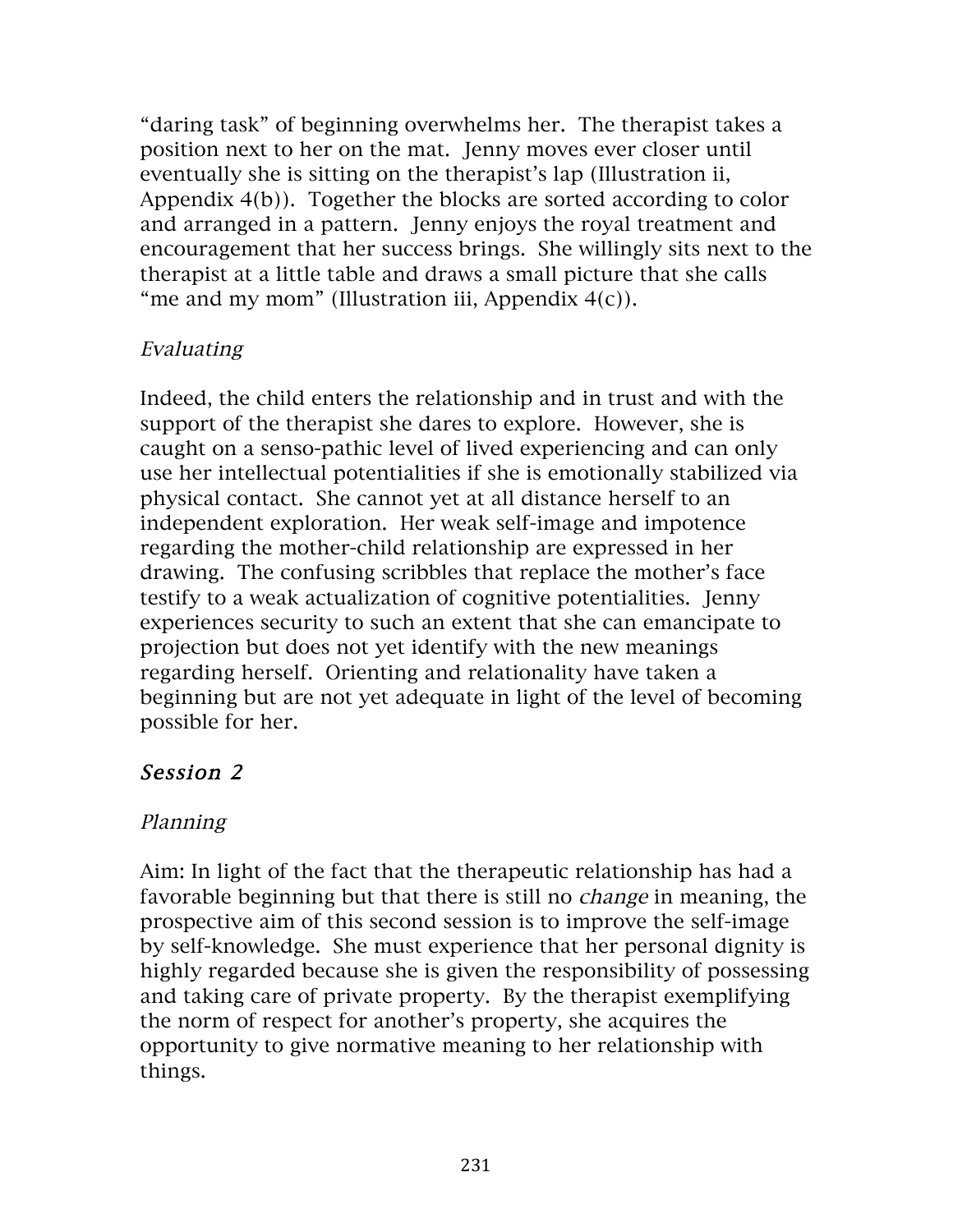"daring task" of beginning overwhelms her. The therapist takes a position next to her on the mat. Jenny moves ever closer until eventually she is sitting on the therapist's lap (Illustration ii, Appendix 4(b)). Together the blocks are sorted according to color and arranged in a pattern. Jenny enjoys the royal treatment and encouragement that her success brings. She willingly sits next to the therapist at a little table and draws a small picture that she calls "me and my mom" (Illustration iii, Appendix 4(c)).

*Evaluating*

Indeed, the child enters the relationship and in trust and with the support of the therapist she dares to explore. However, she is caught on a senso-pathic level of lived experiencing and can only use her intellectual potentialities if she is emotionally stabilized via physical contact. She cannot yet at all distance herself to an independent exploration. Her weak self-image and impotence regarding the mother-child relationship are expressed in her drawing. The confusing scribbles that replace the mother's face testify to a weak actualization of cognitive potentialities. Jenny experiences security to such an extent that she can emancipate to projection but does not yet identify with the new meanings regarding herself. Orienting and relationality have taken a beginning but are not yet adequate in light of the level of becoming possible for her.

## *Session 2*

*Planning*

Aim: In light of the fact that the therapeutic relationship has had a favorable beginning but that there is still no *change* in meaning, the prospective aim of this second session is to improve the self-image by self-knowledge. She must experience that her personal dignity is highly regarded because she is given the responsibility of possessing and taking care of private property. By the therapist exemplifying the norm of respect for another's property, she acquires the opportunity to give normative meaning to her relationship with things.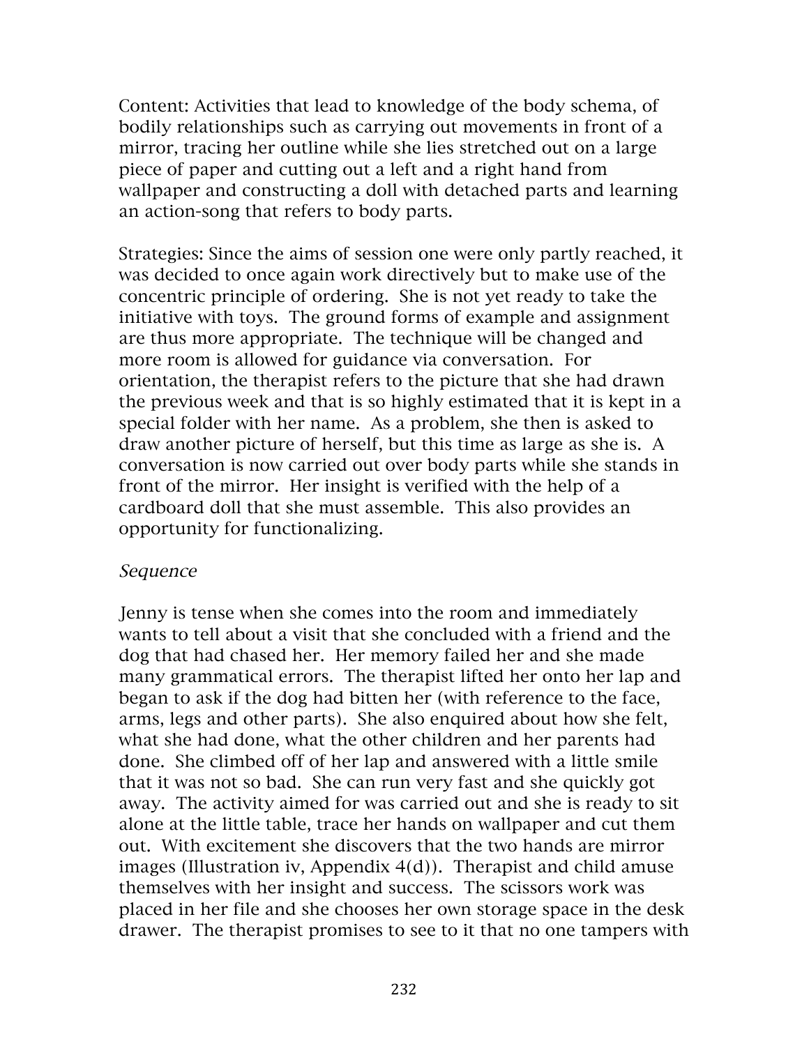Content: Activities that lead to knowledge of the body schema, of bodily relationships such as carrying out movements in front of a mirror, tracing her outline while she lies stretched out on a large piece of paper and cutting out a left and a right hand from wallpaper and constructing a doll with detached parts and learning an action-song that refers to body parts.

Strategies: Since the aims of session one were only partly reached, it was decided to once again work directively but to make use of the concentric principle of ordering. She is not yet ready to take the initiative with toys. The ground forms of example and assignment are thus more appropriate. The technique will be changed and more room is allowed for guidance via conversation. For orientation, the therapist refers to the picture that she had drawn the previous week and that is so highly estimated that it is kept in a special folder with her name. As a problem, she then is asked to draw another picture of herself, but this time as large as she is. A conversation is now carried out over body parts while she stands in front of the mirror. Her insight is verified with the help of a cardboard doll that she must assemble. This also provides an opportunity for functionalizing.

*Sequence*

Jenny is tense when she comes into the room and immediately wants to tell about a visit that she concluded with a friend and the dog that had chased her. Her memory failed her and she made many grammatical errors. The therapist lifted her onto her lap and began to ask if the dog had bitten her (with reference to the face, arms, legs and other parts). She also enquired about how she felt, what she had done, what the other children and her parents had done. She climbed off of her lap and answered with a little smile that it was not so bad. She can run very fast and she quickly got away. The activity aimed for was carried out and she is ready to sit alone at the little table, trace her hands on wallpaper and cut them out. With excitement she discovers that the two hands are mirror images (Illustration iv, Appendix 4(d)). Therapist and child amuse themselves with her insight and success. The scissors work was placed in her file and she chooses her own storage space in the desk drawer. The therapist promises to see to it that no one tampers with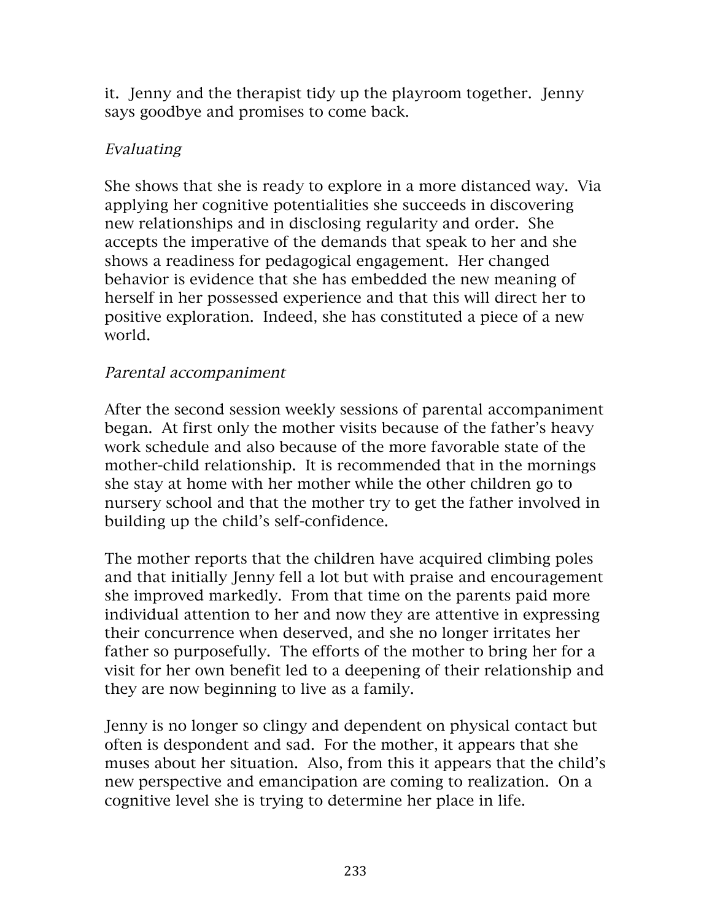it. Jenny and the therapist tidy up the playroom together. Jenny says goodbye and promises to come back.

*Evaluating*

She shows that she is ready to explore in a more distanced way. Via applying her cognitive potentialities she succeeds in discovering new relationships and in disclosing regularity and order. She accepts the imperative of the demands that speak to her and she shows a readiness for pedagogical engagement. Her changed behavior is evidence that she has embedded the new meaning of herself in her possessed experience and that this will direct her to positive exploration. Indeed, she has constituted a piece of a new world.

*Parental accompaniment*

After the second session weekly sessions of parental accompaniment began. At first only the mother visits because of the father's heavy work schedule and also because of the more favorable state of the mother-child relationship. It is recommended that in the mornings she stay at home with her mother while the other children go to nursery school and that the mother try to get the father involved in building up the child's self-confidence.

The mother reports that the children have acquired climbing poles and that initially Jenny fell a lot but with praise and encouragement she improved markedly. From that time on the parents paid more individual attention to her and now they are attentive in expressing their concurrence when deserved, and she no longer irritates her father so purposefully. The efforts of the mother to bring her for a visit for her own benefit led to a deepening of their relationship and they are now beginning to live as a family.

Jenny is no longer so clingy and dependent on physical contact but often is despondent and sad. For the mother, it appears that she muses about her situation. Also, from this it appears that the child's new perspective and emancipation are coming to realization. On a cognitive level she is trying to determine her place in life.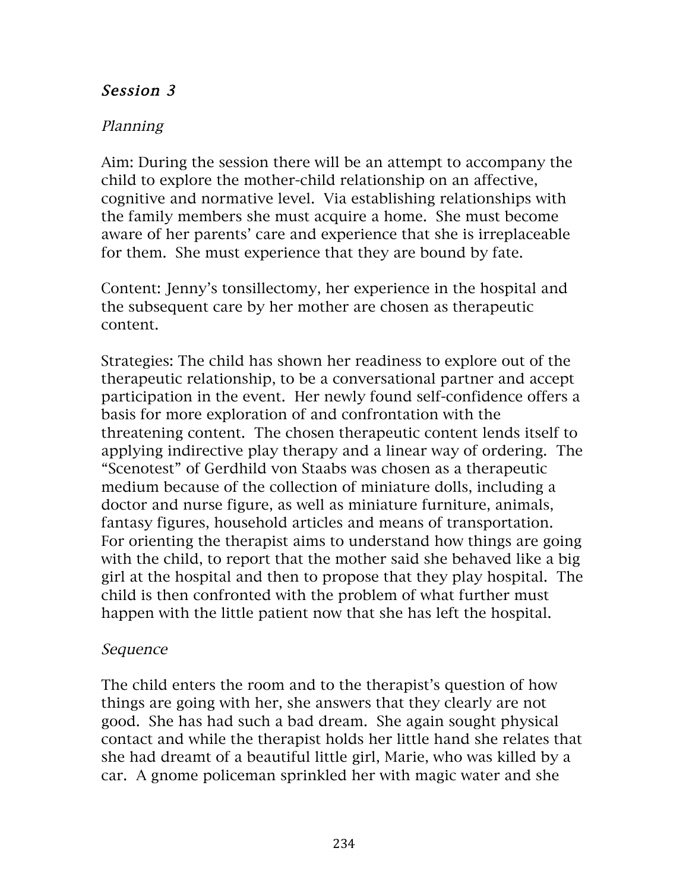### *Session 3*

*Planning*

Aim: During the session there will be an attempt to accompany the child to explore the mother-child relationship on an affective, cognitive and normative level. Via establishing relationships with the family members she must acquire a home. She must become aware of her parents' care and experience that she is irreplaceable for them. She must experience that they are bound by fate.

Content: Jenny's tonsillectomy, her experience in the hospital and the subsequent care by her mother are chosen as therapeutic content.

Strategies: The child has shown her readiness to explore out of the therapeutic relationship, to be a conversational partner and accept participation in the event. Her newly found self-confidence offers a basis for more exploration of and confrontation with the threatening content. The chosen therapeutic content lends itself to applying indirective play therapy and a linear way of ordering. The "Scenotest" of Gerdhild von Staabs was chosen as a therapeutic medium because of the collection of miniature dolls, including a doctor and nurse figure, as well as miniature furniture, animals, fantasy figures, household articles and means of transportation. For orienting the therapist aims to understand how things are going with the child, to report that the mother said she behaved like a big girl at the hospital and then to propose that they play hospital. The child is then confronted with the problem of what further must happen with the little patient now that she has left the hospital.

*Sequence*

The child enters the room and to the therapist's question of how things are going with her, she answers that they clearly are not good. She has had such a bad dream. She again sought physical contact and while the therapist holds her little hand she relates that she had dreamt of a beautiful little girl, Marie, who was killed by a car. A gnome policeman sprinkled her with magic water and she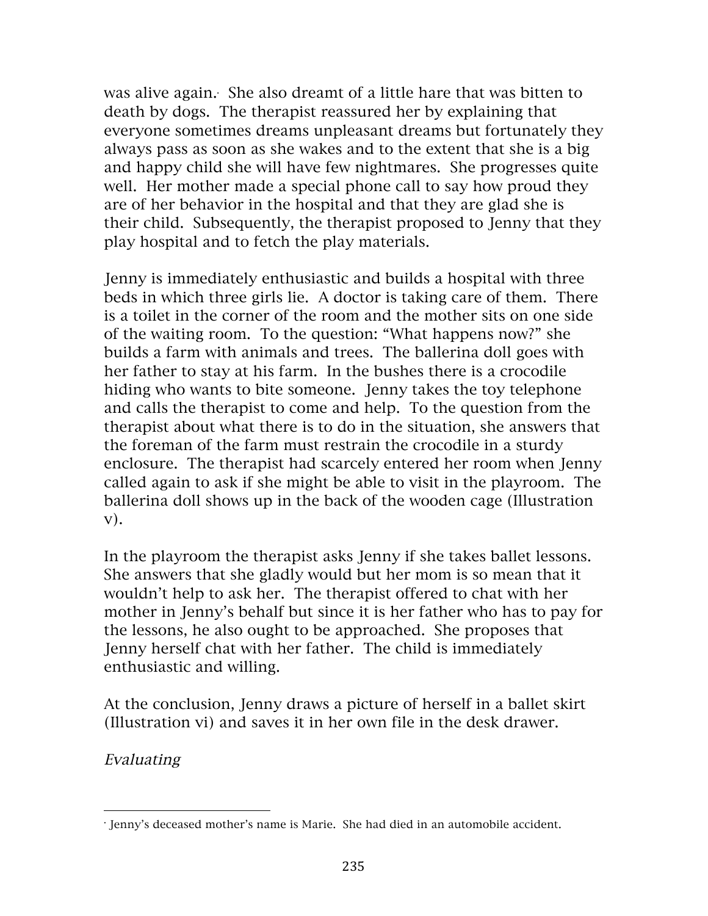was alive again.[*] She also dreamt of a little hare that was bitten to death by dogs. The therapist reassured her by explaining that everyone sometimes dreams unpleasant dreams but fortunately they always pass as soon as she wakes and to the extent that she is a big and happy child she will have few nightmares. She progresses quite well. Her mother made a special phone call to say how proud they are of her behavior in the hospital and that they are glad she is their child. Subsequently, the therapist proposed to Jenny that they play hospital and to fetch the play materials.

Jenny is immediately enthusiastic and builds a hospital with three beds in which three girls lie. A doctor is taking care of them. There is a toilet in the corner of the room and the mother sits on one side of the waiting room. To the question: "What happens now?" she builds a farm with animals and trees. The ballerina doll goes with her father to stay at his farm. In the bushes there is a crocodile hiding who wants to bite someone. Jenny takes the toy telephone and calls the therapist to come and help. To the question from the therapist about what there is to do in the situation, she answers that the foreman of the farm must restrain the crocodile in a sturdy enclosure. The therapist had scarcely entered her room when Jenny called again to ask if she might be able to visit in the playroom. The ballerina doll shows up in the back of the wooden cage (Illustration v).

In the playroom the therapist asks Jenny if she takes ballet lessons. She answers that she gladly would but her mom is so mean that it wouldn't help to ask her. The therapist offered to chat with her mother in Jenny's behalf but since it is her father who has to pay for the lessons, he also ought to be approached. She proposes that Jenny herself chat with her father. The child is immediately enthusiastic and willing.

At the conclusion, Jenny draws a picture of herself in a ballet skirt (Illustration vi) and saves it in her own file in the desk drawer.

*Evaluating*

---

[*] Jenny's deceased mother's name is Marie. She had died in an automobile accident.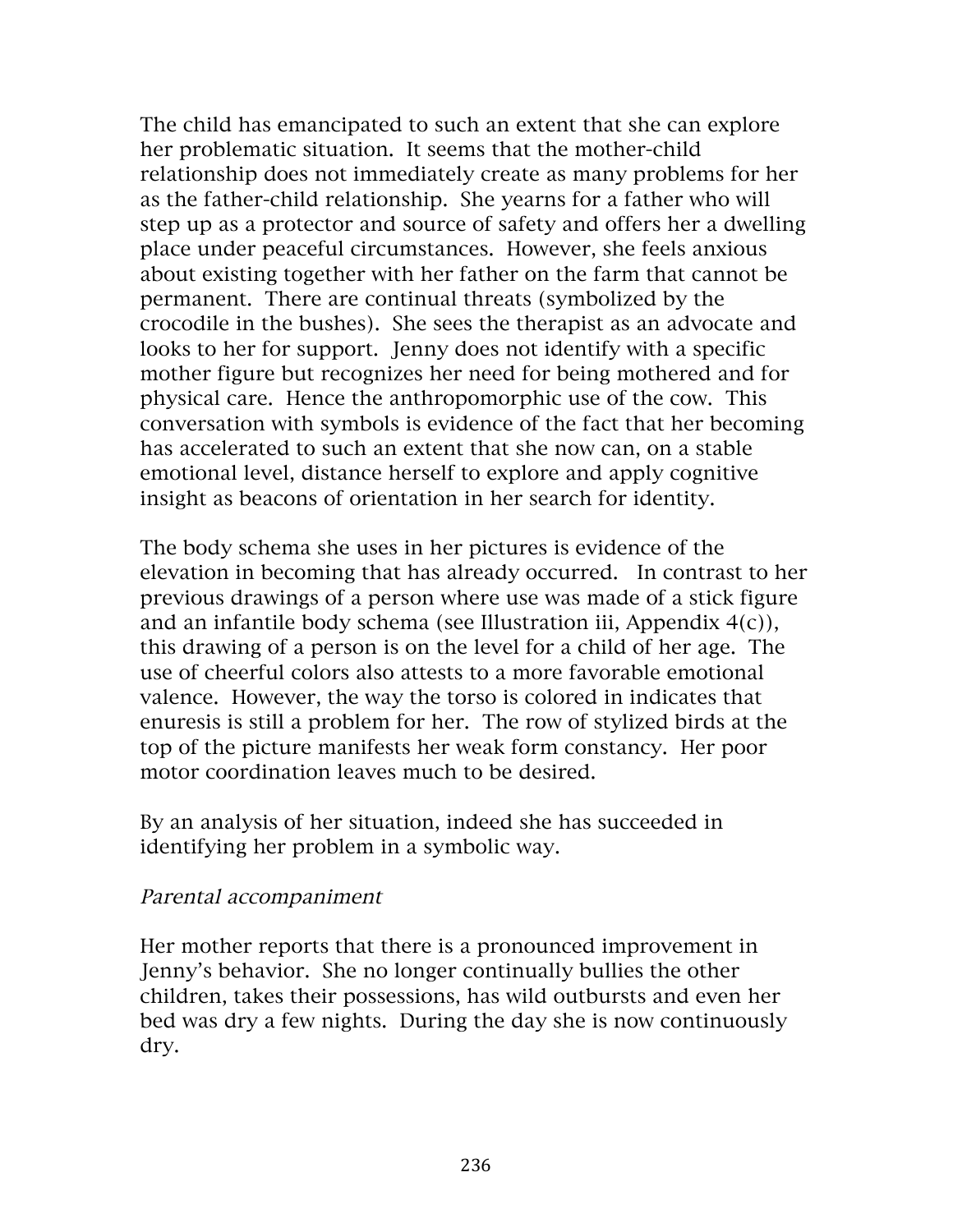The child has emancipated to such an extent that she can explore her problematic situation. It seems that the mother-child relationship does not immediately create as many problems for her as the father-child relationship. She yearns for a father who will step up as a protector and source of safety and offers her a dwelling place under peaceful circumstances. However, she feels anxious about existing together with her father on the farm that cannot be permanent. There are continual threats (symbolized by the crocodile in the bushes). She sees the therapist as an advocate and looks to her for support. Jenny does not identify with a specific mother figure but recognizes her need for being mothered and for physical care. Hence the anthropomorphic use of the cow. This conversation with symbols is evidence of the fact that her becoming has accelerated to such an extent that she now can, on a stable emotional level, distance herself to explore and apply cognitive insight as beacons of orientation in her search for identity.

The body schema she uses in her pictures is evidence of the elevation in becoming that has already occurred. In contrast to her previous drawings of a person where use was made of a stick figure and an infantile body schema (see Illustration iii, Appendix 4(c)), this drawing of a person is on the level for a child of her age. The use of cheerful colors also attests to a more favorable emotional valence. However, the way the torso is colored in indicates that enuresis is still a problem for her. The row of stylized birds at the top of the picture manifests her weak form constancy. Her poor motor coordination leaves much to be desired.

By an analysis of her situation, indeed she has succeeded in identifying her problem in a symbolic way.

*Parental accompaniment*

Her mother reports that there is a pronounced improvement in Jenny's behavior. She no longer continually bullies the other children, takes their possessions, has wild outbursts and even her bed was dry a few nights. During the day she is now continuously dry.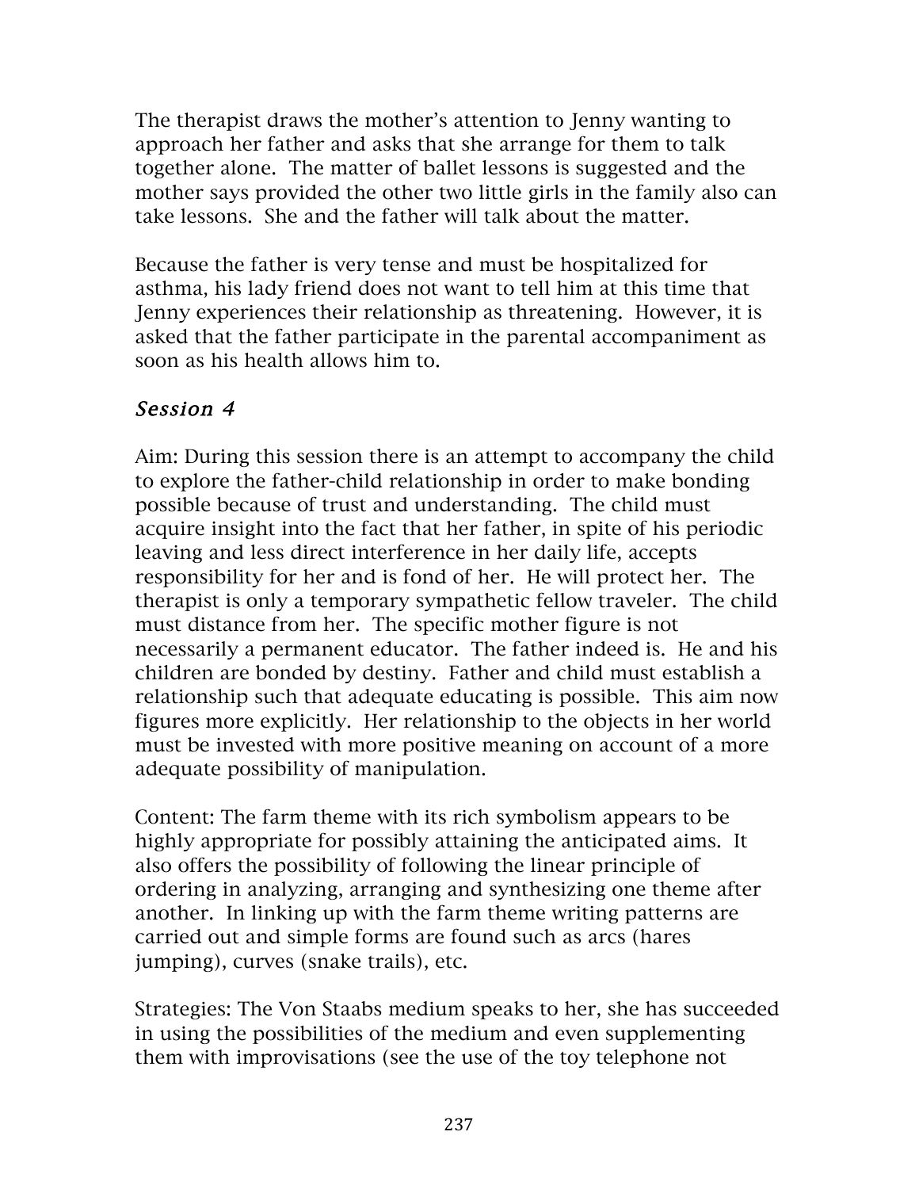The therapist draws the mother's attention to Jenny wanting to approach her father and asks that she arrange for them to talk together alone. The matter of ballet lessons is suggested and the mother says provided the other two little girls in the family also can take lessons. She and the father will talk about the matter.

Because the father is very tense and must be hospitalized for asthma, his lady friend does not want to tell him at this time that Jenny experiences their relationship as threatening. However, it is asked that the father participate in the parental accompaniment as soon as his health allows him to.

### *Session 4*

Aim: During this session there is an attempt to accompany the child to explore the father-child relationship in order to make bonding possible because of trust and understanding. The child must acquire insight into the fact that her father, in spite of his periodic leaving and less direct interference in her daily life, accepts responsibility for her and is fond of her. He will protect her. The therapist is only a temporary sympathetic fellow traveler. The child must distance from her. The specific mother figure is not necessarily a permanent educator. The father indeed is. He and his children are bonded by destiny. Father and child must establish a relationship such that adequate educating is possible. This aim now figures more explicitly. Her relationship to the objects in her world must be invested with more positive meaning on account of a more adequate possibility of manipulation.

Content: The farm theme with its rich symbolism appears to be highly appropriate for possibly attaining the anticipated aims. It also offers the possibility of following the linear principle of ordering in analyzing, arranging and synthesizing one theme after another. In linking up with the farm theme writing patterns are carried out and simple forms are found such as arcs (hares jumping), curves (snake trails), etc.

Strategies: The Von Staabs medium speaks to her, she has succeeded in using the possibilities of the medium and even supplementing them with improvisations (see the use of the toy telephone not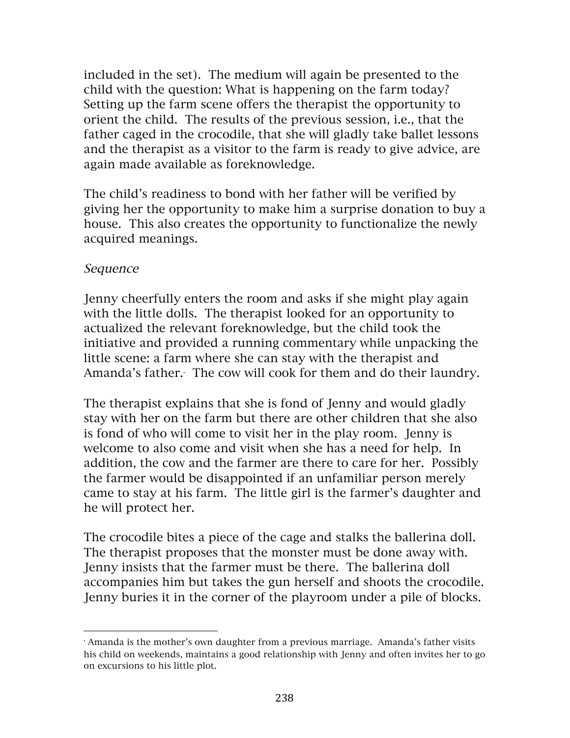included in the set). The medium will again be presented to the child with the question: What is happening on the farm today? Setting up the farm scene offers the therapist the opportunity to orient the child. The results of the previous session, i.e., that the father caged in the crocodile, that she will gladly take ballet lessons and the therapist as a visitor to the farm is ready to give advice, are again made available as foreknowledge.

The child's readiness to bond with her father will be verified by giving her the opportunity to make him a surprise donation to buy a house. This also creates the opportunity to functionalize the newly acquired meanings.

*Sequence*

Jenny cheerfully enters the room and asks if she might play again with the little dolls. The therapist looked for an opportunity to actualized the relevant foreknowledge, but the child took the initiative and provided a running commentary while unpacking the little scene: a farm where she can stay with the therapist and Amanda's father.[·] The cow will cook for them and do their laundry.

The therapist explains that she is fond of Jenny and would gladly stay with her on the farm but there are other children that she also is fond of who will come to visit her in the play room. Jenny is welcome to also come and visit when she has a need for help. In addition, the cow and the farmer are there to care for her. Possibly the farmer would be disappointed if an unfamiliar person merely came to stay at his farm. The little girl is the farmer's daughter and he will protect her.

The crocodile bites a piece of the cage and stalks the ballerina doll. The therapist proposes that the monster must be done away with. Jenny insists that the farmer must be there. The ballerina doll accompanies him but takes the gun herself and shoots the crocodile. Jenny buries it in the corner of the playroom under a pile of blocks.

---

[·] Amanda is the mother's own daughter from a previous marriage. Amanda's father visits his child on weekends, maintains a good relationship with Jenny and often invites her to go on excursions to his little plot.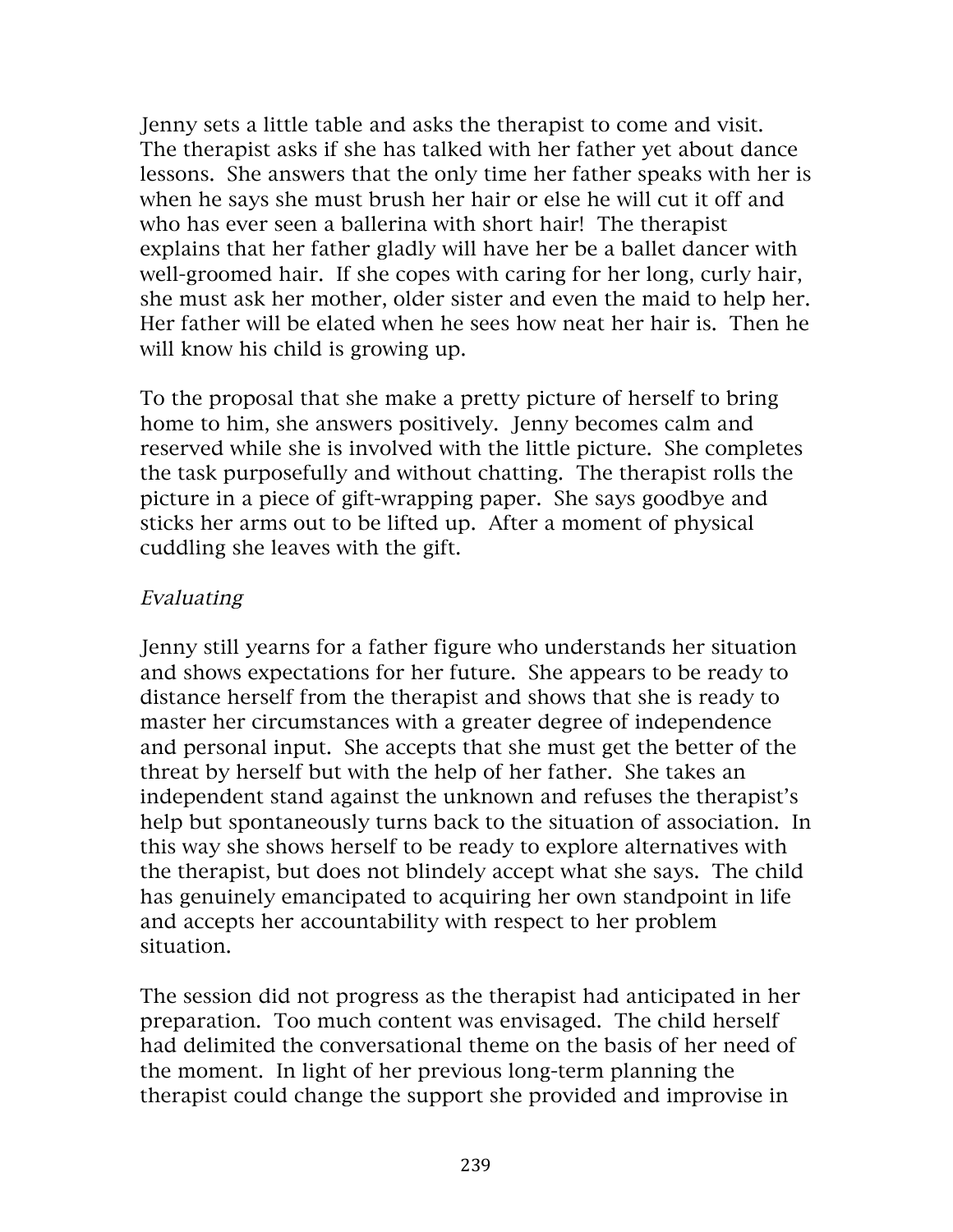Jenny sets a little table and asks the therapist to come and visit. The therapist asks if she has talked with her father yet about dance lessons. She answers that the only time her father speaks with her is when he says she must brush her hair or else he will cut it off and who has ever seen a ballerina with short hair! The therapist explains that her father gladly will have her be a ballet dancer with well-groomed hair. If she copes with caring for her long, curly hair, she must ask her mother, older sister and even the maid to help her. Her father will be elated when he sees how neat her hair is. Then he will know his child is growing up.

To the proposal that she make a pretty picture of herself to bring home to him, she answers positively. Jenny becomes calm and reserved while she is involved with the little picture. She completes the task purposefully and without chatting. The therapist rolls the picture in a piece of gift-wrapping paper. She says goodbye and sticks her arms out to be lifted up. After a moment of physical cuddling she leaves with the gift.

*Evaluating*

Jenny still yearns for a father figure who understands her situation and shows expectations for her future. She appears to be ready to distance herself from the therapist and shows that she is ready to master her circumstances with a greater degree of independence and personal input. She accepts that she must get the better of the threat by herself but with the help of her father. She takes an independent stand against the unknown and refuses the therapist's help but spontaneously turns back to the situation of association. In this way she shows herself to be ready to explore alternatives with the therapist, but does not blindely accept what she says. The child has genuinely emancipated to acquiring her own standpoint in life and accepts her accountability with respect to her problem situation.

The session did not progress as the therapist had anticipated in her preparation. Too much content was envisaged. The child herself had delimited the conversational theme on the basis of her need of the moment. In light of her previous long-term planning the therapist could change the support she provided and improvise in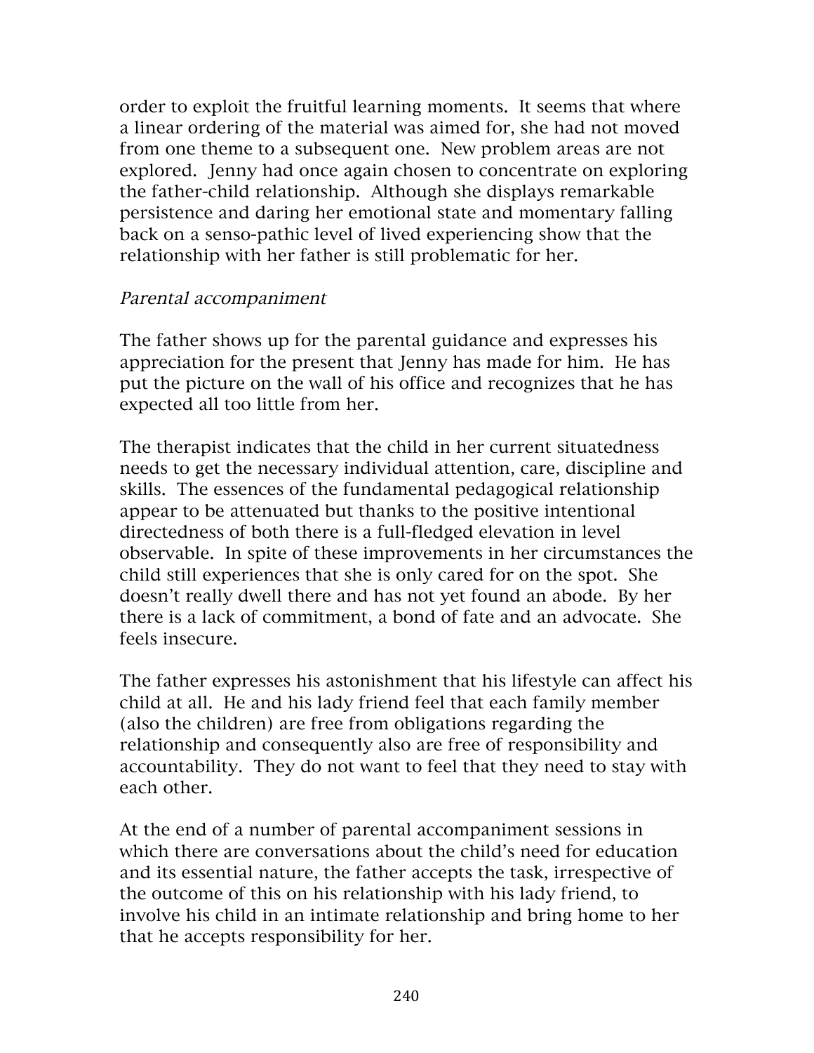order to exploit the fruitful learning moments. It seems that where a linear ordering of the material was aimed for, she had not moved from one theme to a subsequent one. New problem areas are not explored. Jenny had once again chosen to concentrate on exploring the father-child relationship. Although she displays remarkable persistence and daring her emotional state and momentary falling back on a senso-pathic level of lived experiencing show that the relationship with her father is still problematic for her.

*Parental accompaniment*

The father shows up for the parental guidance and expresses his appreciation for the present that Jenny has made for him. He has put the picture on the wall of his office and recognizes that he has expected all too little from her.

The therapist indicates that the child in her current situatedness needs to get the necessary individual attention, care, discipline and skills. The essences of the fundamental pedagogical relationship appear to be attenuated but thanks to the positive intentional directedness of both there is a full-fledged elevation in level observable. In spite of these improvements in her circumstances the child still experiences that she is only cared for on the spot. She doesn't really dwell there and has not yet found an abode. By her there is a lack of commitment, a bond of fate and an advocate. She feels insecure.

The father expresses his astonishment that his lifestyle can affect his child at all. He and his lady friend feel that each family member (also the children) are free from obligations regarding the relationship and consequently also are free of responsibility and accountability. They do not want to feel that they need to stay with each other.

At the end of a number of parental accompaniment sessions in which there are conversations about the child's need for education and its essential nature, the father accepts the task, irrespective of the outcome of this on his relationship with his lady friend, to involve his child in an intimate relationship and bring home to her that he accepts responsibility for her.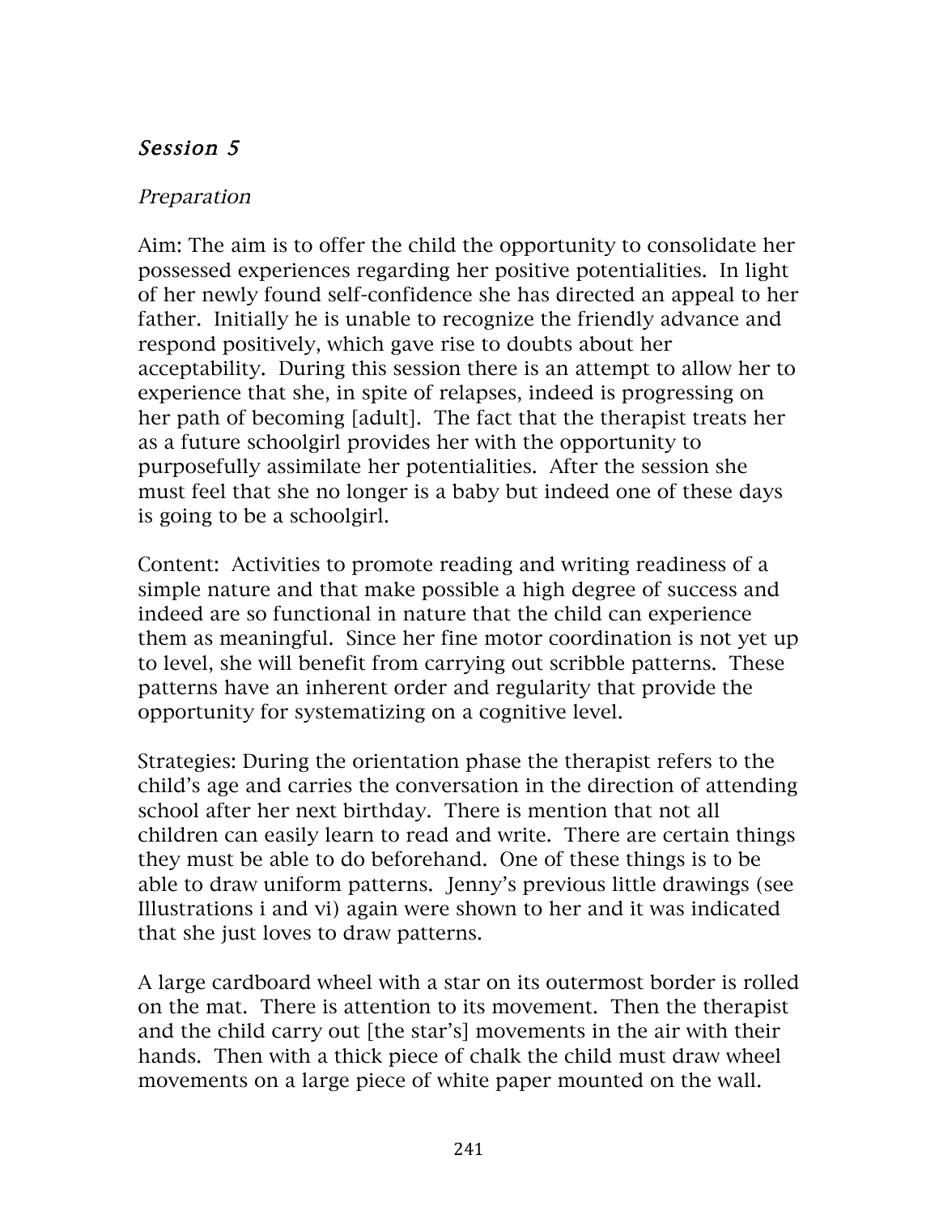## *Session 5*

### *Preparation*

Aim: The aim is to offer the child the opportunity to consolidate her possessed experiences regarding her positive potentialities. In light of her newly found self-confidence she has directed an appeal to her father. Initially he is unable to recognize the friendly advance and respond positively, which gave rise to doubts about her acceptability. During this session there is an attempt to allow her to experience that she, in spite of relapses, indeed is progressing on her path of becoming [adult]. The fact that the therapist treats her as a future schoolgirl provides her with the opportunity to purposefully assimilate her potentialities. After the session she must feel that she no longer is a baby but indeed one of these days is going to be a schoolgirl.

Content: Activities to promote reading and writing readiness of a simple nature and that make possible a high degree of success and indeed are so functional in nature that the child can experience them as meaningful. Since her fine motor coordination is not yet up to level, she will benefit from carrying out scribble patterns. These patterns have an inherent order and regularity that provide the opportunity for systematizing on a cognitive level.

Strategies: During the orientation phase the therapist refers to the child's age and carries the conversation in the direction of attending school after her next birthday. There is mention that not all children can easily learn to read and write. There are certain things they must be able to do beforehand. One of these things is to be able to draw uniform patterns. Jenny's previous little drawings (see Illustrations i and vi) again were shown to her and it was indicated that she just loves to draw patterns.

A large cardboard wheel with a star on its outermost border is rolled on the mat. There is attention to its movement. Then the therapist and the child carry out [the star's] movements in the air with their hands. Then with a thick piece of chalk the child must draw wheel movements on a large piece of white paper mounted on the wall.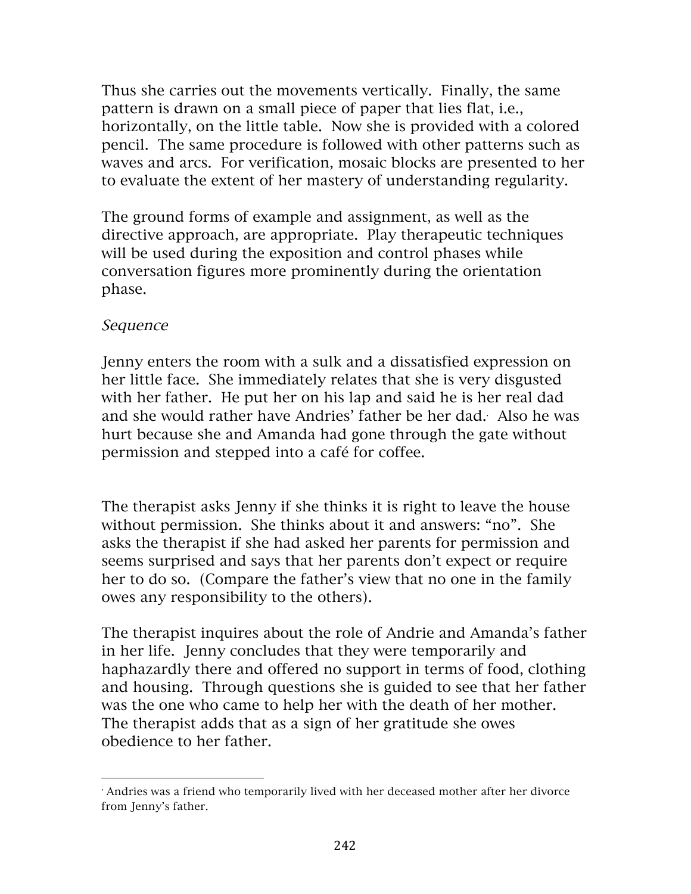Thus she carries out the movements vertically. Finally, the same pattern is drawn on a small piece of paper that lies flat, i.e., horizontally, on the little table. Now she is provided with a colored pencil. The same procedure is followed with other patterns such as waves and arcs. For verification, mosaic blocks are presented to her to evaluate the extent of her mastery of understanding regularity.

The ground forms of example and assignment, as well as the directive approach, are appropriate. Play therapeutic techniques will be used during the exposition and control phases while conversation figures more prominently during the orientation phase.

*Sequence*

Jenny enters the room with a sulk and a dissatisfied expression on her little face. She immediately relates that she is very disgusted with her father. He put her on his lap and said he is her real dad and she would rather have Andries' father be her dad.[*] Also he was hurt because she and Amanda had gone through the gate without permission and stepped into a café for coffee.

The therapist asks Jenny if she thinks it is right to leave the house without permission. She thinks about it and answers: "no". She asks the therapist if she had asked her parents for permission and seems surprised and says that her parents don't expect or require her to do so. (Compare the father's view that no one in the family owes any responsibility to the others).

The therapist inquires about the role of Andrie and Amanda's father in her life. Jenny concludes that they were temporarily and haphazardly there and offered no support in terms of food, clothing and housing. Through questions she is guided to see that her father was the one who came to help her with the death of her mother. The therapist adds that as a sign of her gratitude she owes obedience to her father.

---

[*] Andries was a friend who temporarily lived with her deceased mother after her divorce from Jenny's father.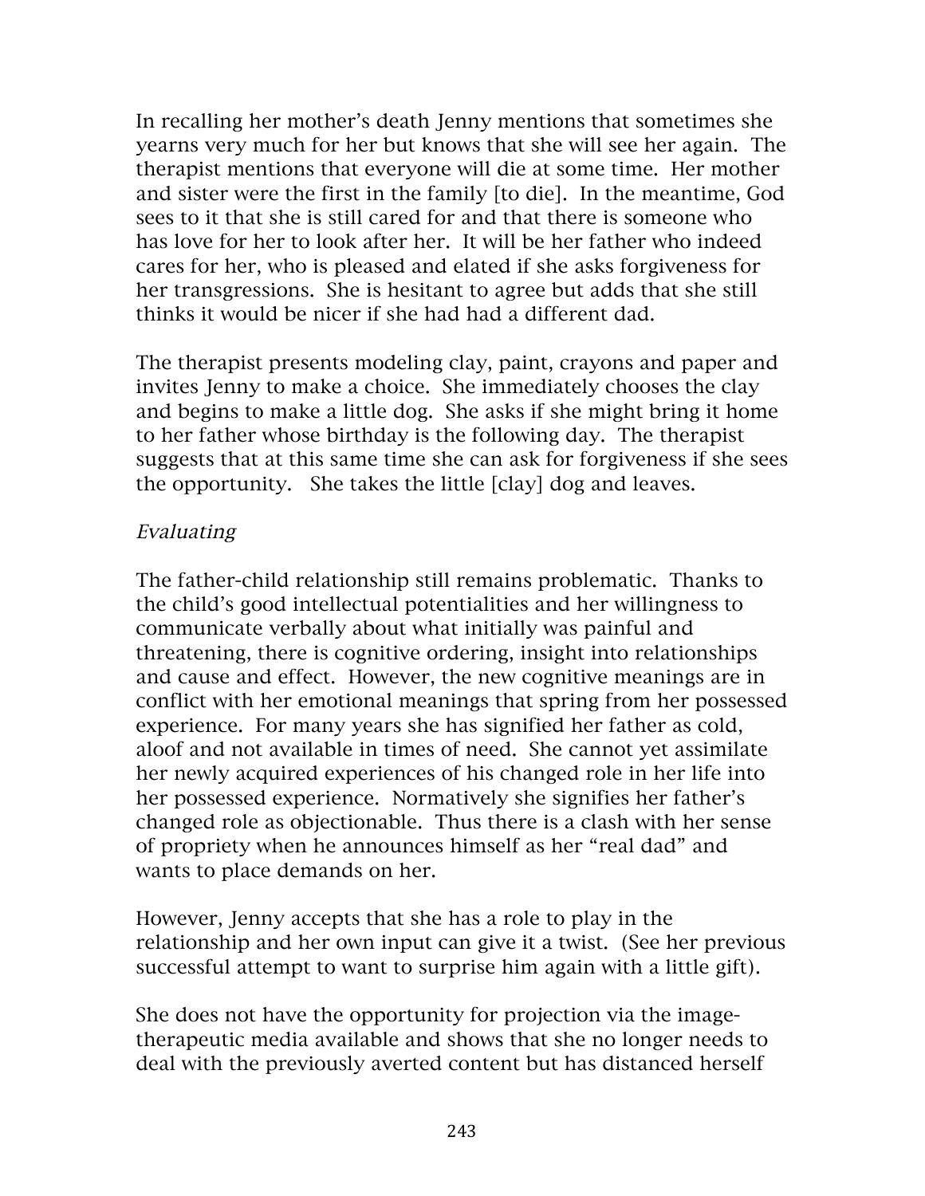In recalling her mother's death Jenny mentions that sometimes she yearns very much for her but knows that she will see her again. The therapist mentions that everyone will die at some time. Her mother and sister were the first in the family [to die]. In the meantime, God sees to it that she is still cared for and that there is someone who has love for her to look after her. It will be her father who indeed cares for her, who is pleased and elated if she asks forgiveness for her transgressions. She is hesitant to agree but adds that she still thinks it would be nicer if she had had a different dad.

The therapist presents modeling clay, paint, crayons and paper and invites Jenny to make a choice. She immediately chooses the clay and begins to make a little dog. She asks if she might bring it home to her father whose birthday is the following day. The therapist suggests that at this same time she can ask for forgiveness if she sees the opportunity. She takes the little [clay] dog and leaves.

*Evaluating*

The father-child relationship still remains problematic. Thanks to the child's good intellectual potentialities and her willingness to communicate verbally about what initially was painful and threatening, there is cognitive ordering, insight into relationships and cause and effect. However, the new cognitive meanings are in conflict with her emotional meanings that spring from her possessed experience. For many years she has signified her father as cold, aloof and not available in times of need. She cannot yet assimilate her newly acquired experiences of his changed role in her life into her possessed experience. Normatively she signifies her father's changed role as objectionable. Thus there is a clash with her sense of propriety when he announces himself as her "real dad" and wants to place demands on her.

However, Jenny accepts that she has a role to play in the relationship and her own input can give it a twist. (See her previous successful attempt to want to surprise him again with a little gift).

She does not have the opportunity for projection via the image-therapeutic media available and shows that she no longer needs to deal with the previously averted content but has distanced herself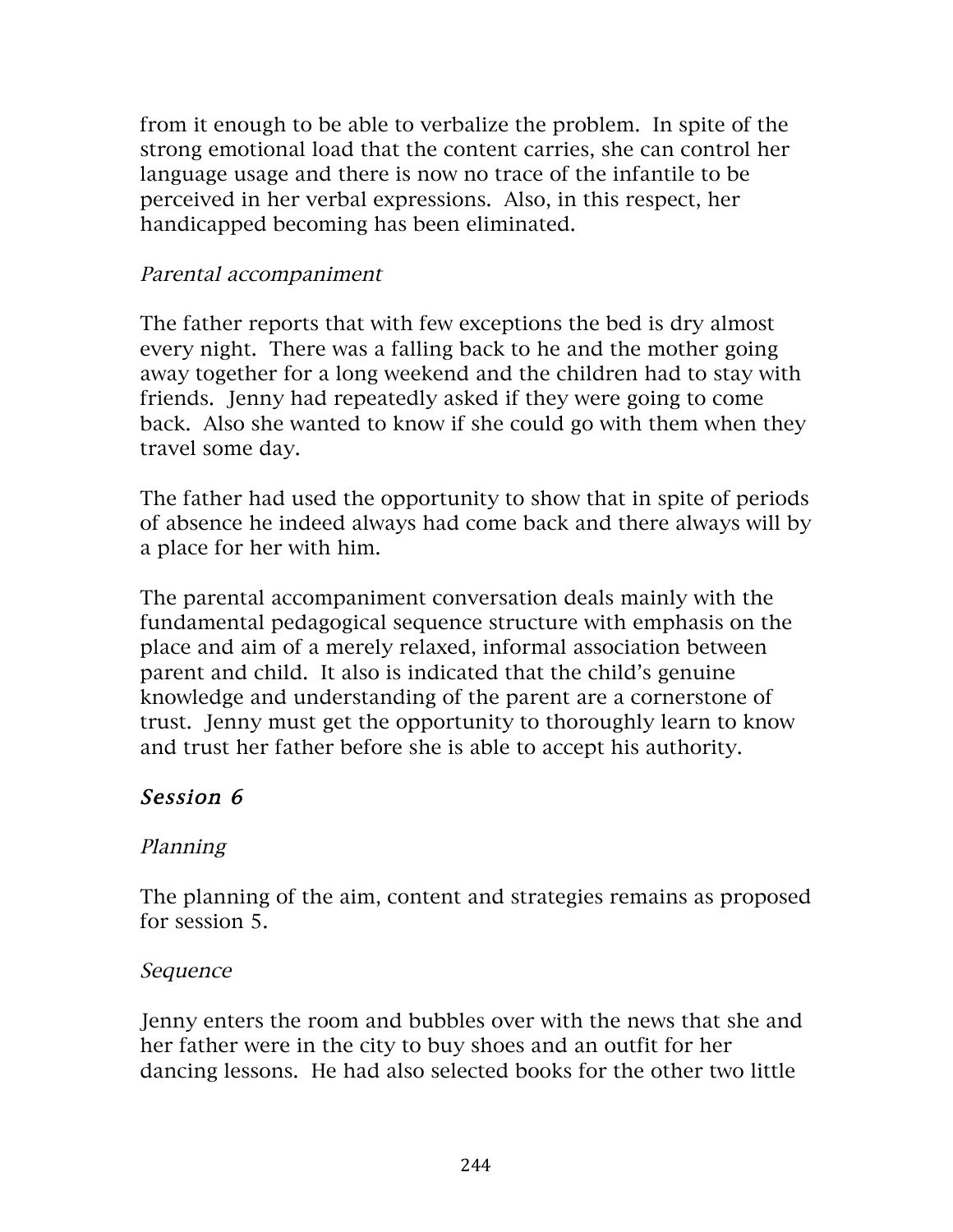from it enough to be able to verbalize the problem. In spite of the strong emotional load that the content carries, she can control her language usage and there is now no trace of the infantile to be perceived in her verbal expressions. Also, in this respect, her handicapped becoming has been eliminated.

*Parental accompaniment*

The father reports that with few exceptions the bed is dry almost every night. There was a falling back to he and the mother going away together for a long weekend and the children had to stay with friends. Jenny had repeatedly asked if they were going to come back. Also she wanted to know if she could go with them when they travel some day.

The father had used the opportunity to show that in spite of periods of absence he indeed always had come back and there always will by a place for her with him.

The parental accompaniment conversation deals mainly with the fundamental pedagogical sequence structure with emphasis on the place and aim of a merely relaxed, informal association between parent and child. It also is indicated that the child's genuine knowledge and understanding of the parent are a cornerstone of trust. Jenny must get the opportunity to thoroughly learn to know and trust her father before she is able to accept his authority.

## *Session 6*

*Planning*

The planning of the aim, content and strategies remains as proposed for session 5.

*Sequence*

Jenny enters the room and bubbles over with the news that she and her father were in the city to buy shoes and an outfit for her dancing lessons. He had also selected books for the other two little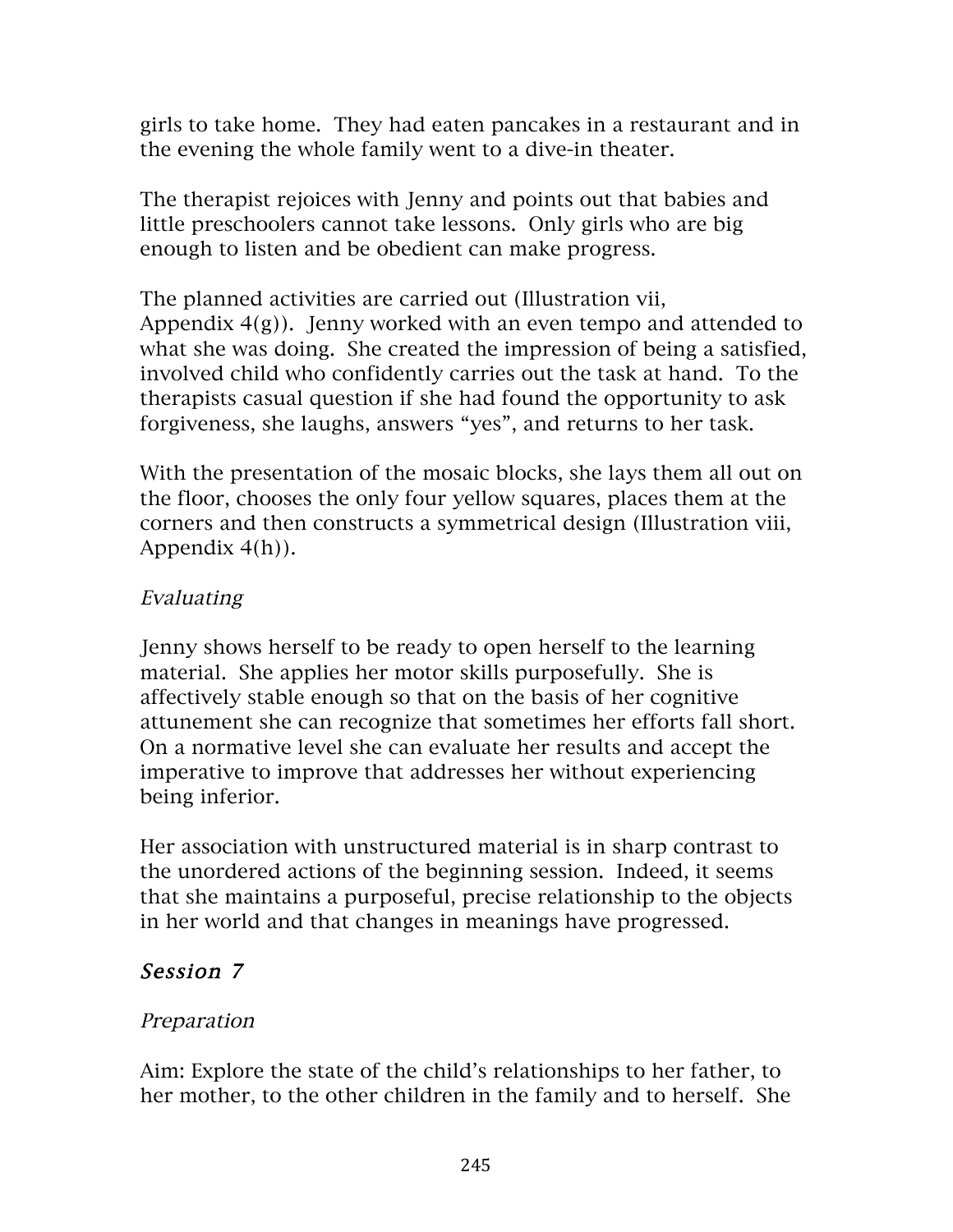girls to take home. They had eaten pancakes in a restaurant and in the evening the whole family went to a dive-in theater.

The therapist rejoices with Jenny and points out that babies and little preschoolers cannot take lessons. Only girls who are big enough to listen and be obedient can make progress.

The planned activities are carried out (Illustration vii, Appendix 4(g)). Jenny worked with an even tempo and attended to what she was doing. She created the impression of being a satisfied, involved child who confidently carries out the task at hand. To the therapists casual question if she had found the opportunity to ask forgiveness, she laughs, answers "yes", and returns to her task.

With the presentation of the mosaic blocks, she lays them all out on the floor, chooses the only four yellow squares, places them at the corners and then constructs a symmetrical design (Illustration viii, Appendix 4(h)).

*Evaluating*

Jenny shows herself to be ready to open herself to the learning material. She applies her motor skills purposefully. She is affectively stable enough so that on the basis of her cognitive attunement she can recognize that sometimes her efforts fall short. On a normative level she can evaluate her results and accept the imperative to improve that addresses her without experiencing being inferior.

Her association with unstructured material is in sharp contrast to the unordered actions of the beginning session. Indeed, it seems that she maintains a purposeful, precise relationship to the objects in her world and that changes in meanings have progressed.

## *Session 7*

*Preparation*

Aim: Explore the state of the child's relationships to her father, to her mother, to the other children in the family and to herself. She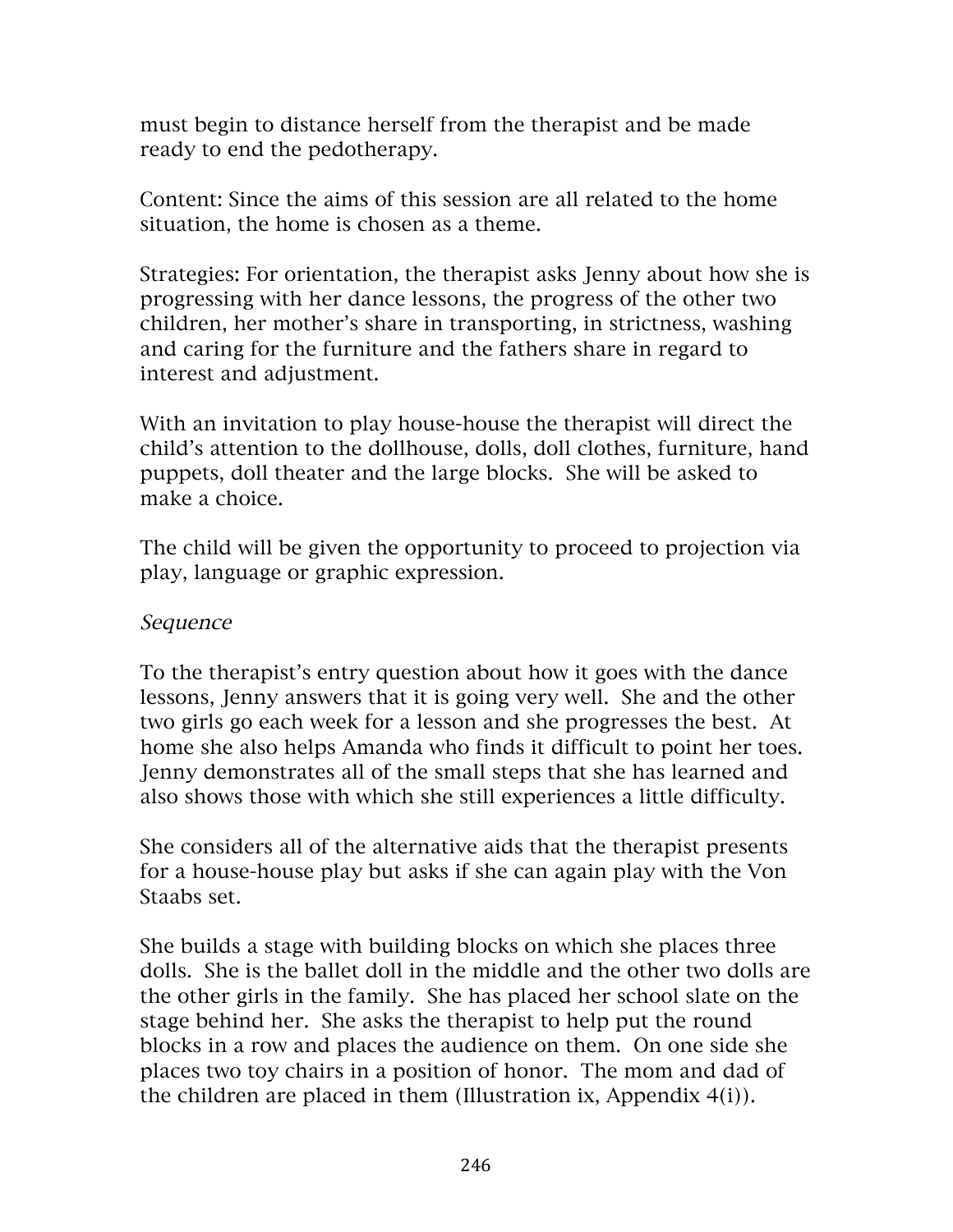must begin to distance herself from the therapist and be made ready to end the pedotherapy.

Content: Since the aims of this session are all related to the home situation, the home is chosen as a theme.

Strategies: For orientation, the therapist asks Jenny about how she is progressing with her dance lessons, the progress of the other two children, her mother's share in transporting, in strictness, washing and caring for the furniture and the fathers share in regard to interest and adjustment.

With an invitation to play house-house the therapist will direct the child's attention to the dollhouse, dolls, doll clothes, furniture, hand puppets, doll theater and the large blocks. She will be asked to make a choice.

The child will be given the opportunity to proceed to projection via play, language or graphic expression.

*Sequence*

To the therapist's entry question about how it goes with the dance lessons, Jenny answers that it is going very well. She and the other two girls go each week for a lesson and she progresses the best. At home she also helps Amanda who finds it difficult to point her toes. Jenny demonstrates all of the small steps that she has learned and also shows those with which she still experiences a little difficulty.

She considers all of the alternative aids that the therapist presents for a house-house play but asks if she can again play with the Von Staabs set.

She builds a stage with building blocks on which she places three dolls. She is the ballet doll in the middle and the other two dolls are the other girls in the family. She has placed her school slate on the stage behind her. She asks the therapist to help put the round blocks in a row and places the audience on them. On one side she places two toy chairs in a position of honor. The mom and dad of the children are placed in them (Illustration ix, Appendix 4(i)).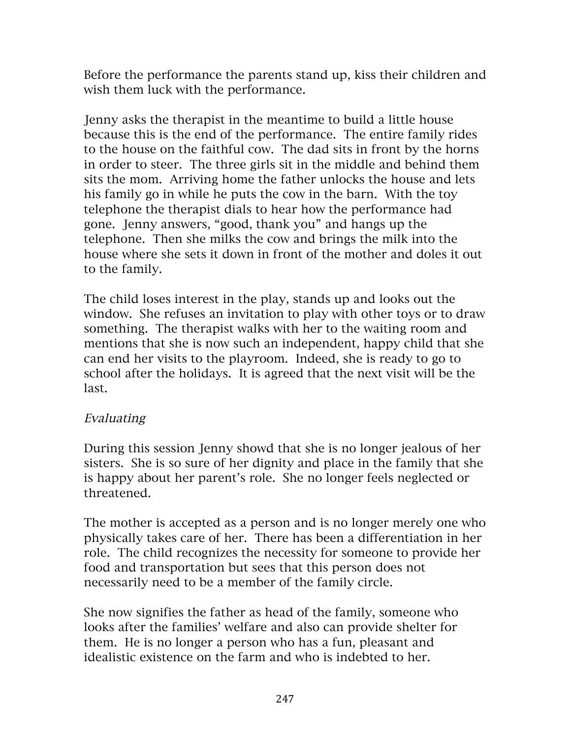Before the performance the parents stand up, kiss their children and wish them luck with the performance.

Jenny asks the therapist in the meantime to build a little house because this is the end of the performance. The entire family rides to the house on the faithful cow. The dad sits in front by the horns in order to steer. The three girls sit in the middle and behind them sits the mom. Arriving home the father unlocks the house and lets his family go in while he puts the cow in the barn. With the toy telephone the therapist dials to hear how the performance had gone. Jenny answers, "good, thank you" and hangs up the telephone. Then she milks the cow and brings the milk into the house where she sets it down in front of the mother and doles it out to the family.

The child loses interest in the play, stands up and looks out the window. She refuses an invitation to play with other toys or to draw something. The therapist walks with her to the waiting room and mentions that she is now such an independent, happy child that she can end her visits to the playroom. Indeed, she is ready to go to school after the holidays. It is agreed that the next visit will be the last.

*Evaluating*

During this session Jenny showd that she is no longer jealous of her sisters. She is so sure of her dignity and place in the family that she is happy about her parent's role. She no longer feels neglected or threatened.

The mother is accepted as a person and is no longer merely one who physically takes care of her. There has been a differentiation in her role. The child recognizes the necessity for someone to provide her food and transportation but sees that this person does not necessarily need to be a member of the family circle.

She now signifies the father as head of the family, someone who looks after the families' welfare and also can provide shelter for them. He is no longer a person who has a fun, pleasant and idealistic existence on the farm and who is indebted to her.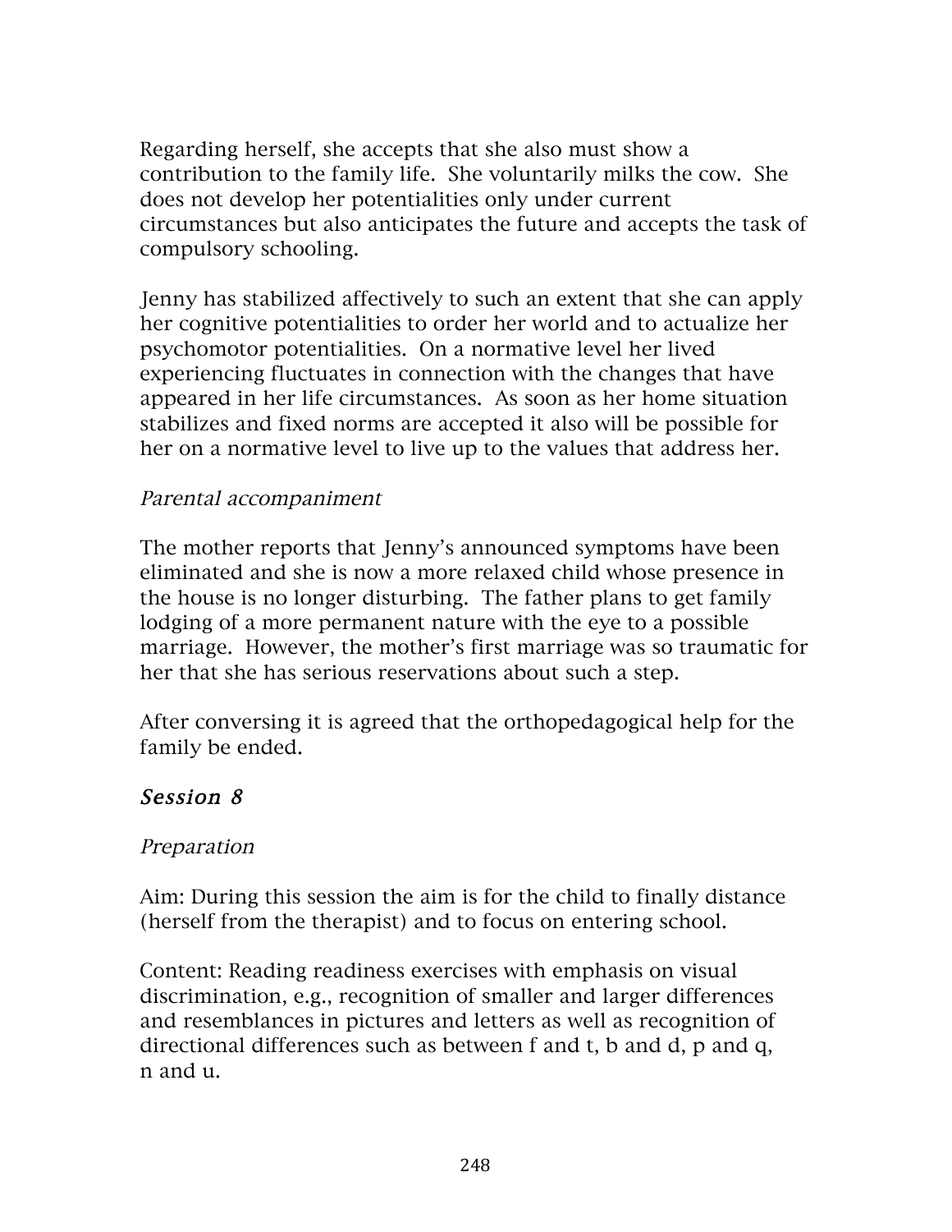Regarding herself, she accepts that she also must show a contribution to the family life. She voluntarily milks the cow. She does not develop her potentialities only under current circumstances but also anticipates the future and accepts the task of compulsory schooling.

Jenny has stabilized affectively to such an extent that she can apply her cognitive potentialities to order her world and to actualize her psychomotor potentialities. On a normative level her lived experiencing fluctuates in connection with the changes that have appeared in her life circumstances. As soon as her home situation stabilizes and fixed norms are accepted it also will be possible for her on a normative level to live up to the values that address her.

*Parental accompaniment*

The mother reports that Jenny's announced symptoms have been eliminated and she is now a more relaxed child whose presence in the house is no longer disturbing. The father plans to get family lodging of a more permanent nature with the eye to a possible marriage. However, the mother's first marriage was so traumatic for her that she has serious reservations about such a step.

After conversing it is agreed that the orthopedagogical help for the family be ended.

### *Session 8*

*Preparation*

Aim: During this session the aim is for the child to finally distance (herself from the therapist) and to focus on entering school.

Content: Reading readiness exercises with emphasis on visual discrimination, e.g., recognition of smaller and larger differences and resemblances in pictures and letters as well as recognition of directional differences such as between f and t, b and d, p and q, n and u.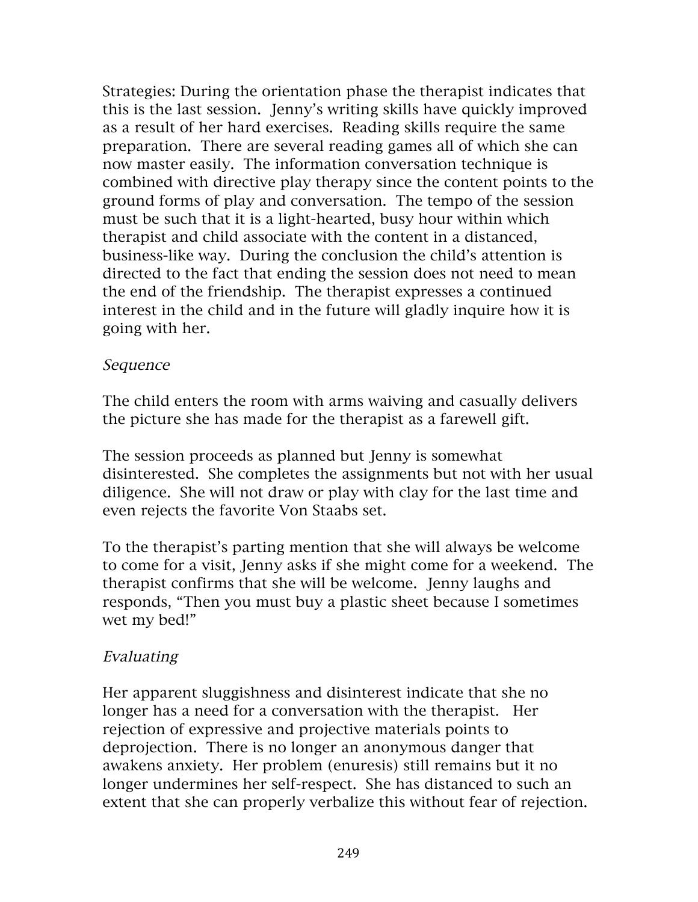Strategies: During the orientation phase the therapist indicates that this is the last session. Jenny's writing skills have quickly improved as a result of her hard exercises. Reading skills require the same preparation. There are several reading games all of which she can now master easily. The information conversation technique is combined with directive play therapy since the content points to the ground forms of play and conversation. The tempo of the session must be such that it is a light-hearted, busy hour within which therapist and child associate with the content in a distanced, business-like way. During the conclusion the child's attention is directed to the fact that ending the session does not need to mean the end of the friendship. The therapist expresses a continued interest in the child and in the future will gladly inquire how it is going with her.

*Sequence*

The child enters the room with arms waiving and casually delivers the picture she has made for the therapist as a farewell gift.

The session proceeds as planned but Jenny is somewhat disinterested. She completes the assignments but not with her usual diligence. She will not draw or play with clay for the last time and even rejects the favorite Von Staabs set.

To the therapist's parting mention that she will always be welcome to come for a visit, Jenny asks if she might come for a weekend. The therapist confirms that she will be welcome. Jenny laughs and responds, "Then you must buy a plastic sheet because I sometimes wet my bed!"

*Evaluating*

Her apparent sluggishness and disinterest indicate that she no longer has a need for a conversation with the therapist. Her rejection of expressive and projective materials points to deprojection. There is no longer an anonymous danger that awakens anxiety. Her problem (enuresis) still remains but it no longer undermines her self-respect. She has distanced to such an extent that she can properly verbalize this without fear of rejection.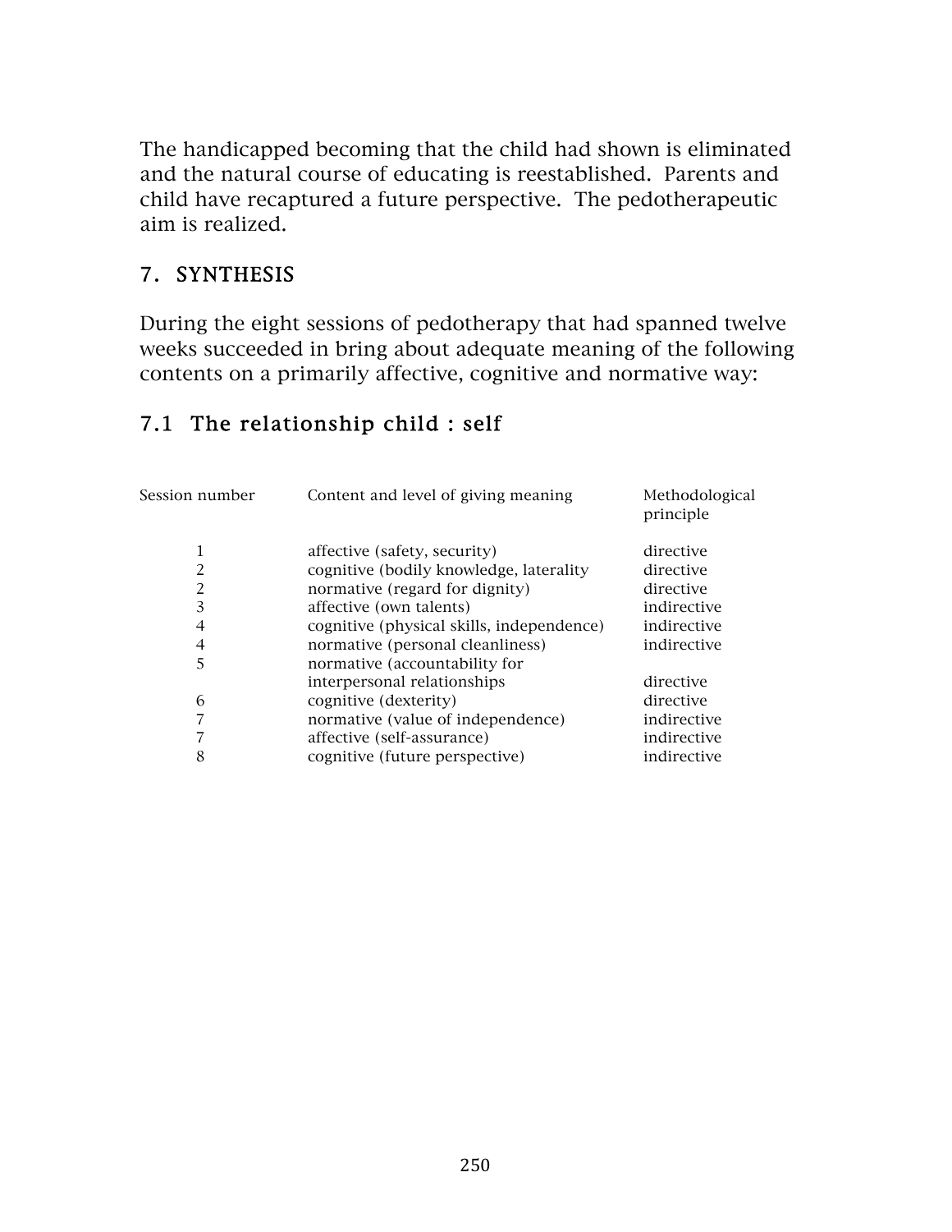The handicapped becoming that the child had shown is eliminated and the natural course of educating is reestablished. Parents and child have recaptured a future perspective. The pedotherapeutic aim is realized.

## 7. SYNTHESIS

During the eight sessions of pedotherapy that had spanned twelve weeks succeeded in bring about adequate meaning of the following contents on a primarily affective, cognitive and normative way:

### 7.1 The relationship child : self

| Session number | Content and level of giving meaning | Methodological principle |
|---|---|---|
| 1 | affective (safety, security) | directive |
| 2 | cognitive (bodily knowledge, laterality | directive |
| 2 | normative (regard for dignity) | directive |
| 3 | affective (own talents) | indirective |
| 4 | cognitive (physical skills, independence) | indirective |
| 4 | normative (personal cleanliness) | indirective |
| 5 | normative (accountability for interpersonal relationships | directive |
| 6 | cognitive (dexterity) | directive |
| 7 | normative (value of independence) | indirective |
| 7 | affective (self-assurance) | indirective |
| 8 | cognitive (future perspective) | indirective |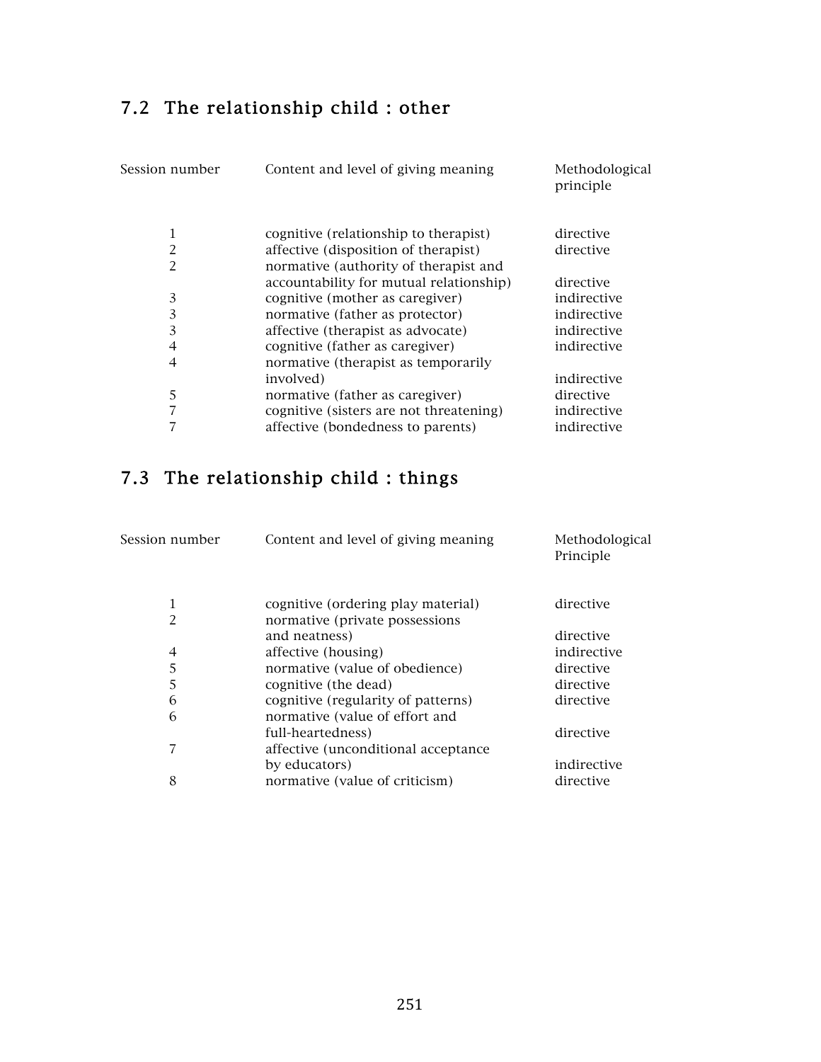## 7.2 The relationship child : other

| Session number | Content and level of giving meaning | Methodological principle |
|---|---|---|
| 1 | cognitive (relationship to therapist) | directive |
| 2 | affective (disposition of therapist) | directive |
| 2 | normative (authority of therapist and accountability for mutual relationship) | directive |
| 3 | cognitive (mother as caregiver) | indirective |
| 3 | normative (father as protector) | indirective |
| 3 | affective (therapist as advocate) | indirective |
| 4 | cognitive (father as caregiver) | indirective |
| 4 | normative (therapist as temporarily involved) | indirective |
| 5 | normative (father as caregiver) | directive |
| 7 | cognitive (sisters are not threatening) | indirective |
| 7 | affective (bondedness to parents) | indirective |

## 7.3 The relationship child : things

| Session number | Content and level of giving meaning | Methodological Principle |
|---|---|---|
| 1 | cognitive (ordering play material) | directive |
| 2 | normative (private possessions and neatness) | directive |
| 4 | affective (housing) | indirective |
| 5 | normative (value of obedience) | directive |
| 5 | cognitive (the dead) | directive |
| 6 | cognitive (regularity of patterns) | directive |
| 6 | normative (value of effort and full-heartedness) | directive |
| 7 | affective (unconditional acceptance by educators) | indirective |
| 8 | normative (value of criticism) | directive |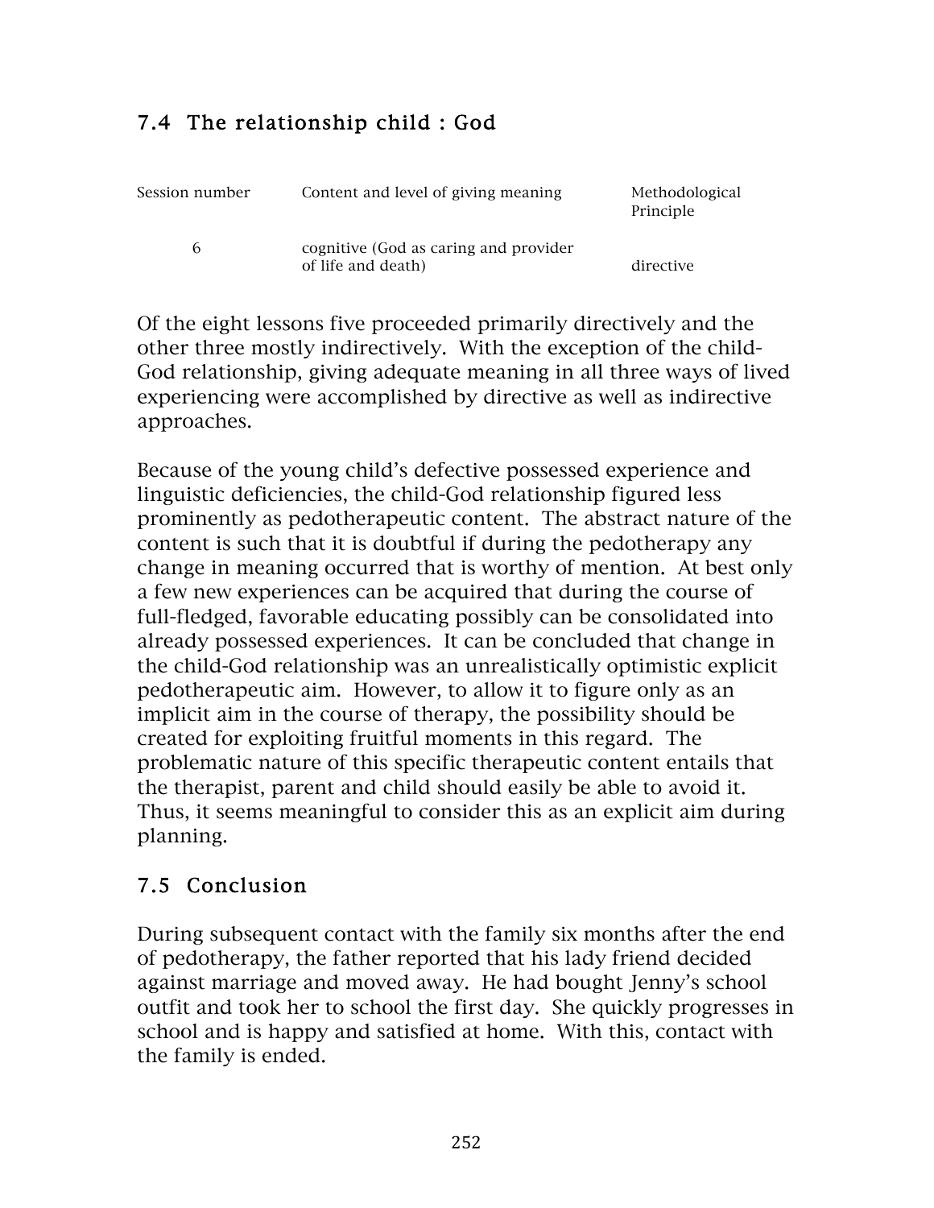## 7.4 The relationship child : God

| Session number | Content and level of giving meaning | Methodological Principle |
|---|---|---|
| 6 | cognitive (God as caring and provider of life and death) | directive |

Of the eight lessons five proceeded primarily directively and the other three mostly indirectively. With the exception of the child-God relationship, giving adequate meaning in all three ways of lived experiencing were accomplished by directive as well as indirective approaches.

Because of the young child's defective possessed experience and linguistic deficiencies, the child-God relationship figured less prominently as pedotherapeutic content. The abstract nature of the content is such that it is doubtful if during the pedotherapy any change in meaning occurred that is worthy of mention. At best only a few new experiences can be acquired that during the course of full-fledged, favorable educating possibly can be consolidated into already possessed experiences. It can be concluded that change in the child-God relationship was an unrealistically optimistic explicit pedotherapeutic aim. However, to allow it to figure only as an implicit aim in the course of therapy, the possibility should be created for exploiting fruitful moments in this regard. The problematic nature of this specific therapeutic content entails that the therapist, parent and child should easily be able to avoid it. Thus, it seems meaningful to consider this as an explicit aim during planning.

## 7.5 Conclusion

During subsequent contact with the family six months after the end of pedotherapy, the father reported that his lady friend decided against marriage and moved away. He had bought Jenny's school outfit and took her to school the first day. She quickly progresses in school and is happy and satisfied at home. With this, contact with the family is ended.